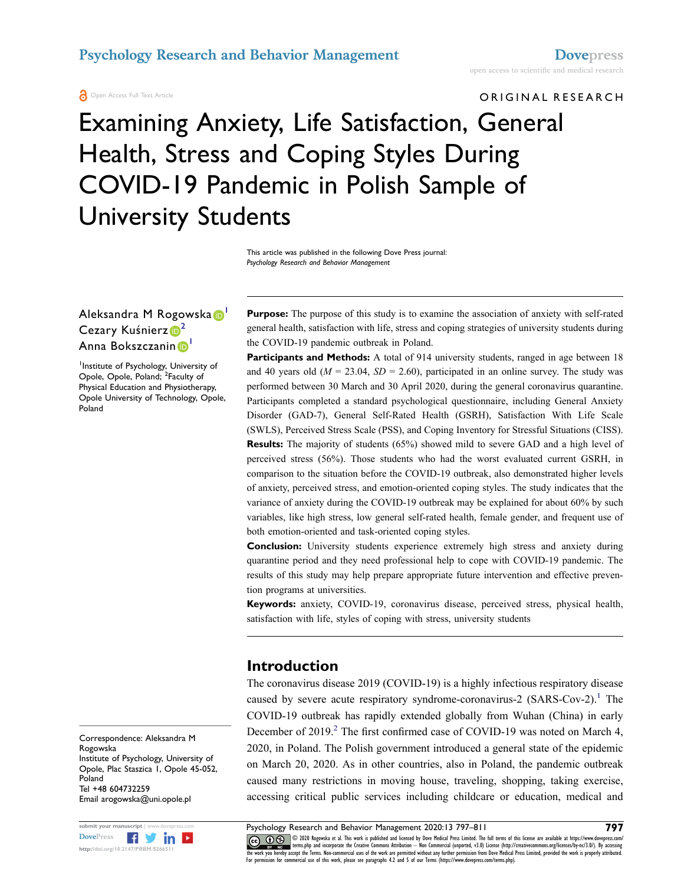ORIGINAL RESEARCH

# Examining Anxiety, Life Satisfaction, General Health, Stress and Coping Styles During COVID-19 Pandemic in Polish Sample of University Students

This article was published in the following Dove Press journal:
*Psychology Research and Behavior Management*

Aleksandra M Rogowska[1]
Cezary Kuśnierz[2]
Anna Bokszczanin[1]

[1]Institute of Psychology, University of Opole, Opole, Poland; [2]Faculty of Physical Education and Physiotherapy, Opole University of Technology, Opole, Poland

Correspondence: Aleksandra M Rogowska
Institute of Psychology, University of Opole, Plac Staszica 1, Opole 45-052, Poland
Tel +48 604732259
Email arogowska@uni.opole.pl

**Purpose:** The purpose of this study is to examine the association of anxiety with self-rated general health, satisfaction with life, stress and coping strategies of university students during the COVID-19 pandemic outbreak in Poland.

**Participants and Methods:** A total of 914 university students, ranged in age between 18 and 40 years old ($M$ = 23.04, $SD$ = 2.60), participated in an online survey. The study was performed between 30 March and 30 April 2020, during the general coronavirus quarantine. Participants completed a standard psychological questionnaire, including General Anxiety Disorder (GAD-7), General Self-Rated Health (GSRH), Satisfaction With Life Scale (SWLS), Perceived Stress Scale (PSS), and Coping Inventory for Stressful Situations (CISS).

**Results:** The majority of students (65%) showed mild to severe GAD and a high level of perceived stress (56%). Those students who had the worst evaluated current GSRH, in comparison to the situation before the COVID-19 outbreak, also demonstrated higher levels of anxiety, perceived stress, and emotion-oriented coping styles. The study indicates that the variance of anxiety during the COVID-19 outbreak may be explained for about 60% by such variables, like high stress, low general self-rated health, female gender, and frequent use of both emotion-oriented and task-oriented coping styles.

**Conclusion:** University students experience extremely high stress and anxiety during quarantine period and they need professional help to cope with COVID-19 pandemic. The results of this study may help prepare appropriate future intervention and effective prevention programs at universities.

**Keywords:** anxiety, COVID-19, coronavirus disease, perceived stress, physical health, satisfaction with life, styles of coping with stress, university students

## Introduction

The coronavirus disease 2019 (COVID-19) is a highly infectious respiratory disease caused by severe acute respiratory syndrome-coronavirus-2 (SARS-Cov-2).[1] The COVID-19 outbreak has rapidly extended globally from Wuhan (China) in early December of 2019.[2] The first confirmed case of COVID-19 was noted on March 4, 2020, in Poland. The Polish government introduced a general state of the epidemic on March 20, 2020. As in other countries, also in Poland, the pandemic outbreak caused many restrictions in moving house, traveling, shopping, taking exercise, accessing critical public services including childcare or education, medical and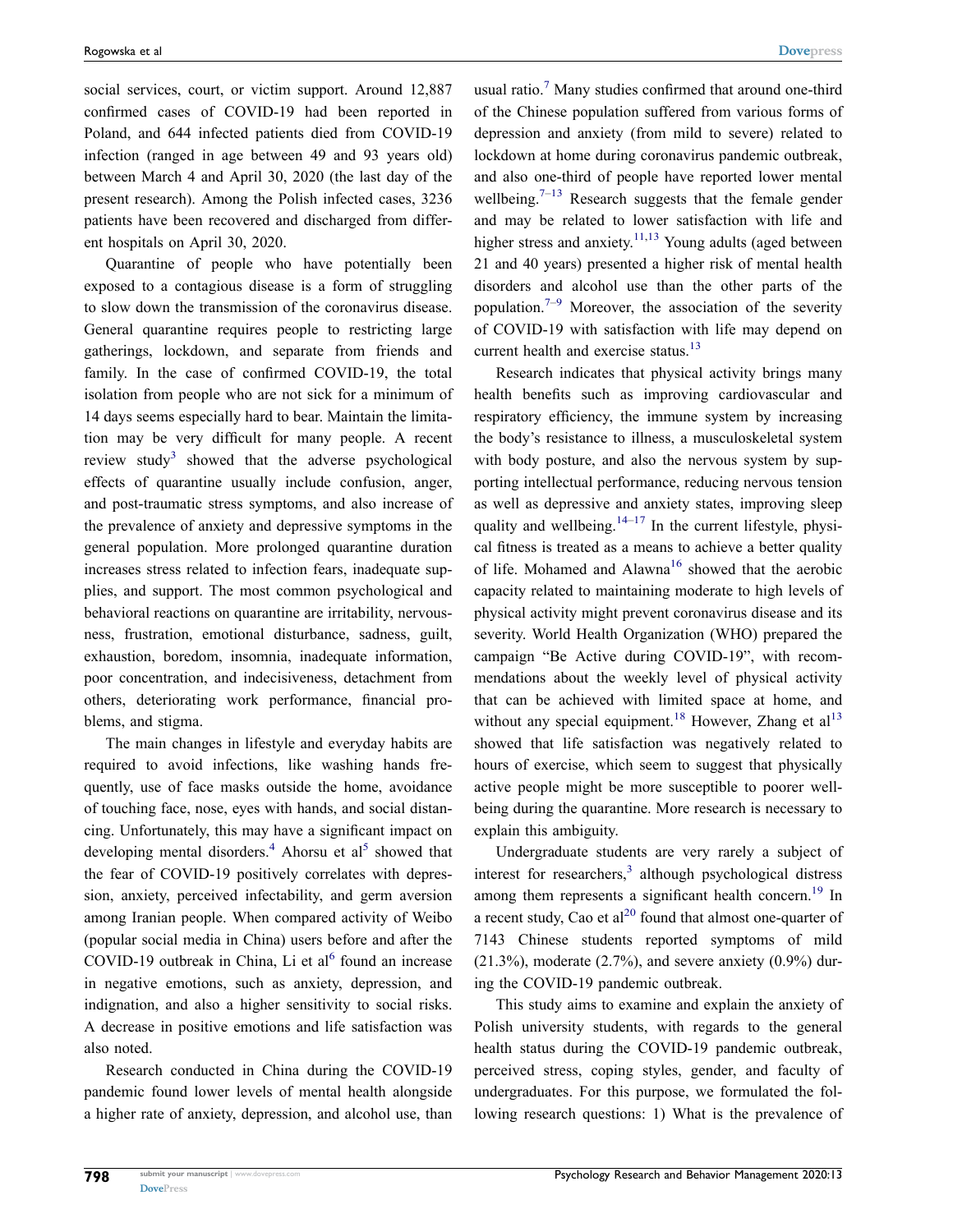social services, court, or victim support. Around 12,887 confirmed cases of COVID-19 had been reported in Poland, and 644 infected patients died from COVID-19 infection (ranged in age between 49 and 93 years old) between March 4 and April 30, 2020 (the last day of the present research). Among the Polish infected cases, 3236 patients have been recovered and discharged from different hospitals on April 30, 2020.

Quarantine of people who have potentially been exposed to a contagious disease is a form of struggling to slow down the transmission of the coronavirus disease. General quarantine requires people to restricting large gatherings, lockdown, and separate from friends and family. In the case of confirmed COVID-19, the total isolation from people who are not sick for a minimum of 14 days seems especially hard to bear. Maintain the limitation may be very difficult for many people. A recent review study[3] showed that the adverse psychological effects of quarantine usually include confusion, anger, and post-traumatic stress symptoms, and also increase of the prevalence of anxiety and depressive symptoms in the general population. More prolonged quarantine duration increases stress related to infection fears, inadequate supplies, and support. The most common psychological and behavioral reactions on quarantine are irritability, nervousness, frustration, emotional disturbance, sadness, guilt, exhaustion, boredom, insomnia, inadequate information, poor concentration, and indecisiveness, detachment from others, deteriorating work performance, financial problems, and stigma.

The main changes in lifestyle and everyday habits are required to avoid infections, like washing hands frequently, use of face masks outside the home, avoidance of touching face, nose, eyes with hands, and social distancing. Unfortunately, this may have a significant impact on developing mental disorders.[4] Ahorsu et al[5] showed that the fear of COVID-19 positively correlates with depression, anxiety, perceived infectability, and germ aversion among Iranian people. When compared activity of Weibo (popular social media in China) users before and after the COVID-19 outbreak in China, Li et al[6] found an increase in negative emotions, such as anxiety, depression, and indignation, and also a higher sensitivity to social risks. A decrease in positive emotions and life satisfaction was also noted.

Research conducted in China during the COVID-19 pandemic found lower levels of mental health alongside a higher rate of anxiety, depression, and alcohol use, than usual ratio.[7] Many studies confirmed that around one-third of the Chinese population suffered from various forms of depression and anxiety (from mild to severe) related to lockdown at home during coronavirus pandemic outbreak, and also one-third of people have reported lower mental wellbeing.[7–13] Research suggests that the female gender and may be related to lower satisfaction with life and higher stress and anxiety.[11,13] Young adults (aged between 21 and 40 years) presented a higher risk of mental health disorders and alcohol use than the other parts of the population.[7–9] Moreover, the association of the severity of COVID-19 with satisfaction with life may depend on current health and exercise status.[13]

Research indicates that physical activity brings many health benefits such as improving cardiovascular and respiratory efficiency, the immune system by increasing the body's resistance to illness, a musculoskeletal system with body posture, and also the nervous system by supporting intellectual performance, reducing nervous tension as well as depressive and anxiety states, improving sleep quality and wellbeing.[14–17] In the current lifestyle, physical fitness is treated as a means to achieve a better quality of life. Mohamed and Alawna[16] showed that the aerobic capacity related to maintaining moderate to high levels of physical activity might prevent coronavirus disease and its severity. World Health Organization (WHO) prepared the campaign "Be Active during COVID-19", with recommendations about the weekly level of physical activity that can be achieved with limited space at home, and without any special equipment.[18] However, Zhang et al[13] showed that life satisfaction was negatively related to hours of exercise, which seem to suggest that physically active people might be more susceptible to poorer wellbeing during the quarantine. More research is necessary to explain this ambiguity.

Undergraduate students are very rarely a subject of interest for researchers,[3] although psychological distress among them represents a significant health concern.[19] In a recent study, Cao et al[20] found that almost one-quarter of 7143 Chinese students reported symptoms of mild (21.3%), moderate (2.7%), and severe anxiety (0.9%) during the COVID-19 pandemic outbreak.

This study aims to examine and explain the anxiety of Polish university students, with regards to the general health status during the COVID-19 pandemic outbreak, perceived stress, coping styles, gender, and faculty of undergraduates. For this purpose, we formulated the following research questions: 1) What is the prevalence of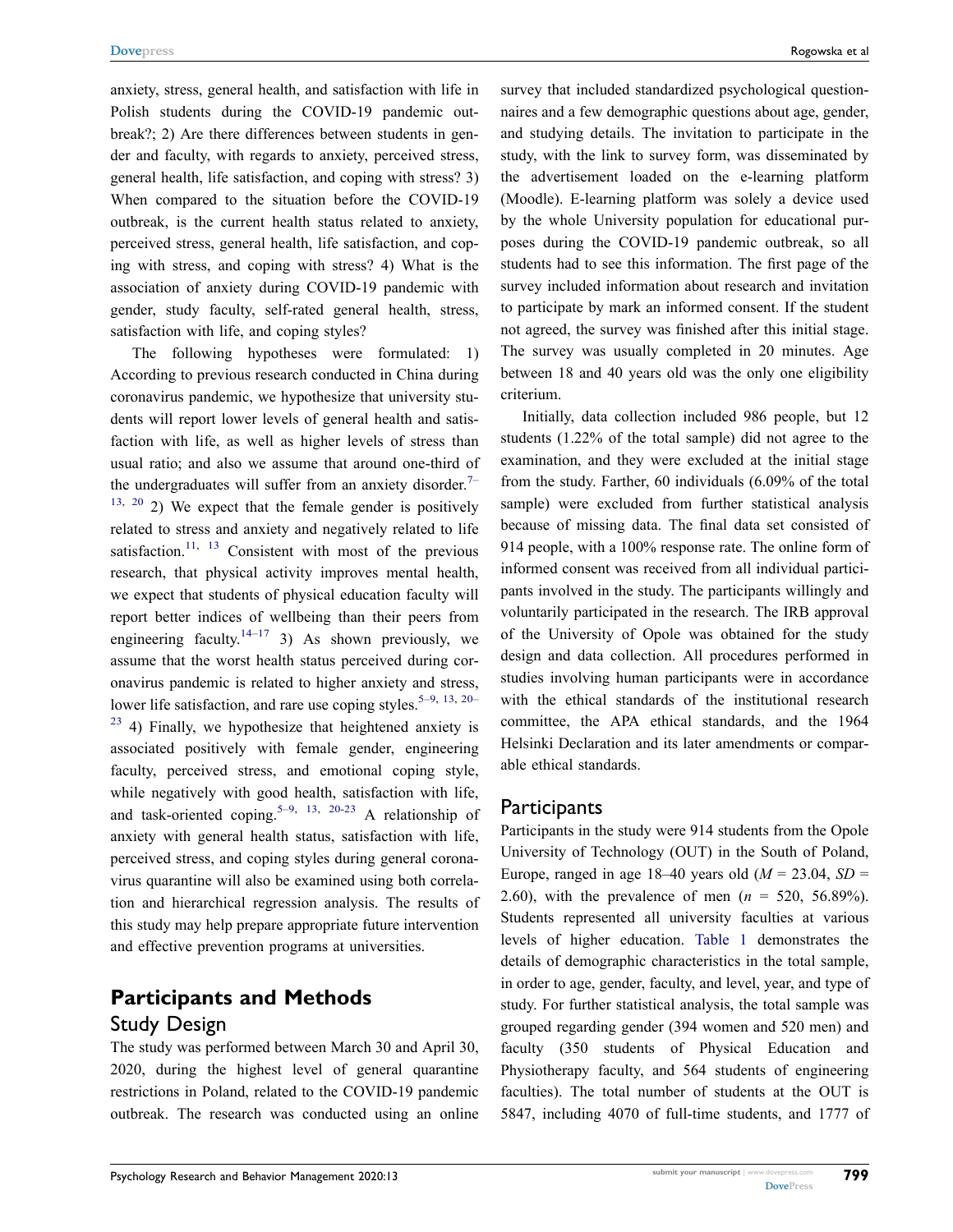anxiety, stress, general health, and satisfaction with life in Polish students during the COVID-19 pandemic outbreak?; 2) Are there differences between students in gender and faculty, with regards to anxiety, perceived stress, general health, life satisfaction, and coping with stress? 3) When compared to the situation before the COVID-19 outbreak, is the current health status related to anxiety, perceived stress, general health, life satisfaction, and coping with stress, and coping with stress? 4) What is the association of anxiety during COVID-19 pandemic with gender, study faculty, self-rated general health, stress, satisfaction with life, and coping styles?

The following hypotheses were formulated: 1) According to previous research conducted in China during coronavirus pandemic, we hypothesize that university students will report lower levels of general health and satisfaction with life, as well as higher levels of stress than usual ratio; and also we assume that around one-third of the undergraduates will suffer from an anxiety disorder.[7–13, 20] 2) We expect that the female gender is positively related to stress and anxiety and negatively related to life satisfaction.[11, 13] Consistent with most of the previous research, that physical activity improves mental health, we expect that students of physical education faculty will report better indices of wellbeing than their peers from engineering faculty.[14–17] 3) As shown previously, we assume that the worst health status perceived during coronavirus pandemic is related to higher anxiety and stress, lower life satisfaction, and rare use coping styles.[5–9, 13, 20–23] 4) Finally, we hypothesize that heightened anxiety is associated positively with female gender, engineering faculty, perceived stress, and emotional coping style, while negatively with good health, satisfaction with life, and task-oriented coping.[5–9, 13, 20-23] A relationship of anxiety with general health status, satisfaction with life, perceived stress, and coping styles during general coronavirus quarantine will also be examined using both correlation and hierarchical regression analysis. The results of this study may help prepare appropriate future intervention and effective prevention programs at universities.

# Participants and Methods

## Study Design

The study was performed between March 30 and April 30, 2020, during the highest level of general quarantine restrictions in Poland, related to the COVID-19 pandemic outbreak. The research was conducted using an online survey that included standardized psychological questionnaires and a few demographic questions about age, gender, and studying details. The invitation to participate in the study, with the link to survey form, was disseminated by the advertisement loaded on the e-learning platform (Moodle). E-learning platform was solely a device used by the whole University population for educational purposes during the COVID-19 pandemic outbreak, so all students had to see this information. The first page of the survey included information about research and invitation to participate by mark an informed consent. If the student not agreed, the survey was finished after this initial stage. The survey was usually completed in 20 minutes. Age between 18 and 40 years old was the only one eligibility criterium.

Initially, data collection included 986 people, but 12 students (1.22% of the total sample) did not agree to the examination, and they were excluded at the initial stage from the study. Farther, 60 individuals (6.09% of the total sample) were excluded from further statistical analysis because of missing data. The final data set consisted of 914 people, with a 100% response rate. The online form of informed consent was received from all individual participants involved in the study. The participants willingly and voluntarily participated in the research. The IRB approval of the University of Opole was obtained for the study design and data collection. All procedures performed in studies involving human participants were in accordance with the ethical standards of the institutional research committee, the APA ethical standards, and the 1964 Helsinki Declaration and its later amendments or comparable ethical standards.

## Participants

Participants in the study were 914 students from the Opole University of Technology (OUT) in the South of Poland, Europe, ranged in age 18–40 years old ($M$ = 23.04, $SD$ = 2.60), with the prevalence of men ($n$ = 520, 56.89%). Students represented all university faculties at various levels of higher education. Table 1 demonstrates the details of demographic characteristics in the total sample, in order to age, gender, faculty, and level, year, and type of study. For further statistical analysis, the total sample was grouped regarding gender (394 women and 520 men) and faculty (350 students of Physical Education and Physiotherapy faculty, and 564 students of engineering faculties). The total number of students at the OUT is 5847, including 4070 of full-time students, and 1777 of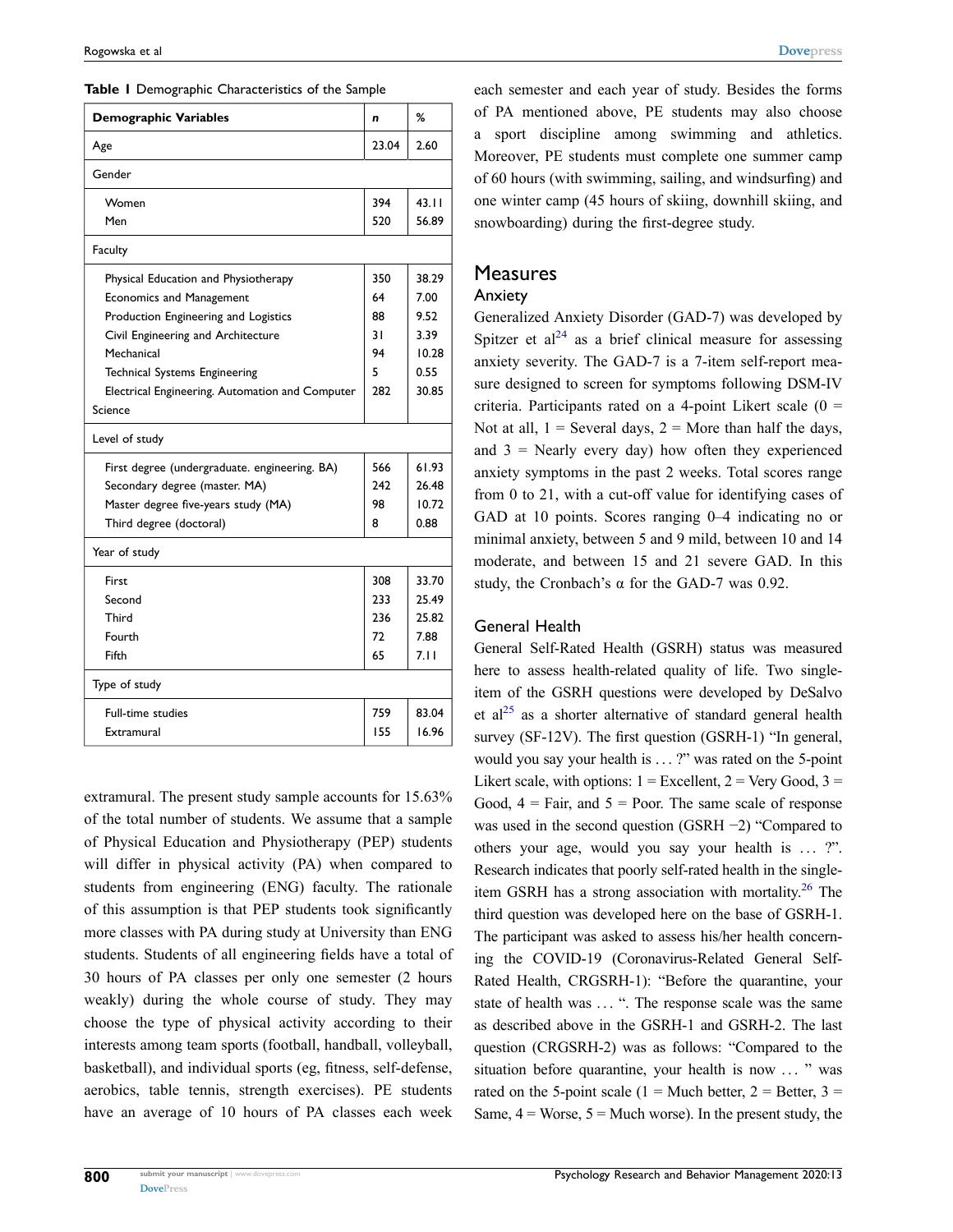**Table 1** Demographic Characteristics of the Sample

| Demographic Variables | n | % |
|---|---|---|
| Age | 23.04 | 2.60 |
| Gender | | |
| Women | 394 | 43.11 |
| Men | 520 | 56.89 |
| Faculty | | |
| Physical Education and Physiotherapy | 350 | 38.29 |
| Economics and Management | 64 | 7.00 |
| Production Engineering and Logistics | 88 | 9.52 |
| Civil Engineering and Architecture | 31 | 3.39 |
| Mechanical | 94 | 10.28 |
| Technical Systems Engineering | 5 | 0.55 |
| Electrical Engineering. Automation and Computer Science | 282 | 30.85 |
| Level of study | | |
| First degree (undergraduate. engineering. BA) | 566 | 61.93 |
| Secondary degree (master. MA) | 242 | 26.48 |
| Master degree five-years study (MA) | 98 | 10.72 |
| Third degree (doctoral) | 8 | 0.88 |
| Year of study | | |
| First | 308 | 33.70 |
| Second | 233 | 25.49 |
| Third | 236 | 25.82 |
| Fourth | 72 | 7.88 |
| Fifth | 65 | 7.11 |
| Type of study | | |
| Full-time studies | 759 | 83.04 |
| Extramural | 155 | 16.96 |

extramural. The present study sample accounts for 15.63% of the total number of students. We assume that a sample of Physical Education and Physiotherapy (PEP) students will differ in physical activity (PA) when compared to students from engineering (ENG) faculty. The rationale of this assumption is that PEP students took significantly more classes with PA during study at University than ENG students. Students of all engineering fields have a total of 30 hours of PA classes per only one semester (2 hours weakly) during the whole course of study. They may choose the type of physical activity according to their interests among team sports (football, handball, volleyball, basketball), and individual sports (eg, fitness, self-defense, aerobics, table tennis, strength exercises). PE students have an average of 10 hours of PA classes each week each semester and each year of study. Besides the forms of PA mentioned above, PE students may also choose a sport discipline among swimming and athletics. Moreover, PE students must complete one summer camp of 60 hours (with swimming, sailing, and windsurfing) and one winter camp (45 hours of skiing, downhill skiing, and snowboarding) during the first-degree study.

## Measures

### Anxiety

Generalized Anxiety Disorder (GAD-7) was developed by Spitzer et al[24] as a brief clinical measure for assessing anxiety severity. The GAD-7 is a 7-item self-report measure designed to screen for symptoms following DSM-IV criteria. Participants rated on a 4-point Likert scale (0 = Not at all, 1 = Several days, 2 = More than half the days, and 3 = Nearly every day) how often they experienced anxiety symptoms in the past 2 weeks. Total scores range from 0 to 21, with a cut-off value for identifying cases of GAD at 10 points. Scores ranging 0–4 indicating no or minimal anxiety, between 5 and 9 mild, between 10 and 14 moderate, and between 15 and 21 severe GAD. In this study, the Cronbach's α for the GAD-7 was 0.92.

### General Health

General Self-Rated Health (GSRH) status was measured here to assess health-related quality of life. Two single-item of the GSRH questions were developed by DeSalvo et al[25] as a shorter alternative of standard general health survey (SF-12V). The first question (GSRH-1) "In general, would you say your health is … ?" was rated on the 5-point Likert scale, with options: 1 = Excellent, 2 = Very Good, 3 = Good, 4 = Fair, and 5 = Poor. The same scale of response was used in the second question (GSRH −2) "Compared to others your age, would you say your health is … ?". Research indicates that poorly self-rated health in the single-item GSRH has a strong association with mortality.[26] The third question was developed here on the base of GSRH-1. The participant was asked to assess his/her health concerning the COVID-19 (Coronavirus-Related General Self-Rated Health, CRGSRH-1): "Before the quarantine, your state of health was … ". The response scale was the same as described above in the GSRH-1 and GSRH-2. The last question (CRGSRH-2) was as follows: "Compared to the situation before quarantine, your health is now … " was rated on the 5-point scale (1 = Much better, 2 = Better, 3 = Same, 4 = Worse, 5 = Much worse). In the present study, the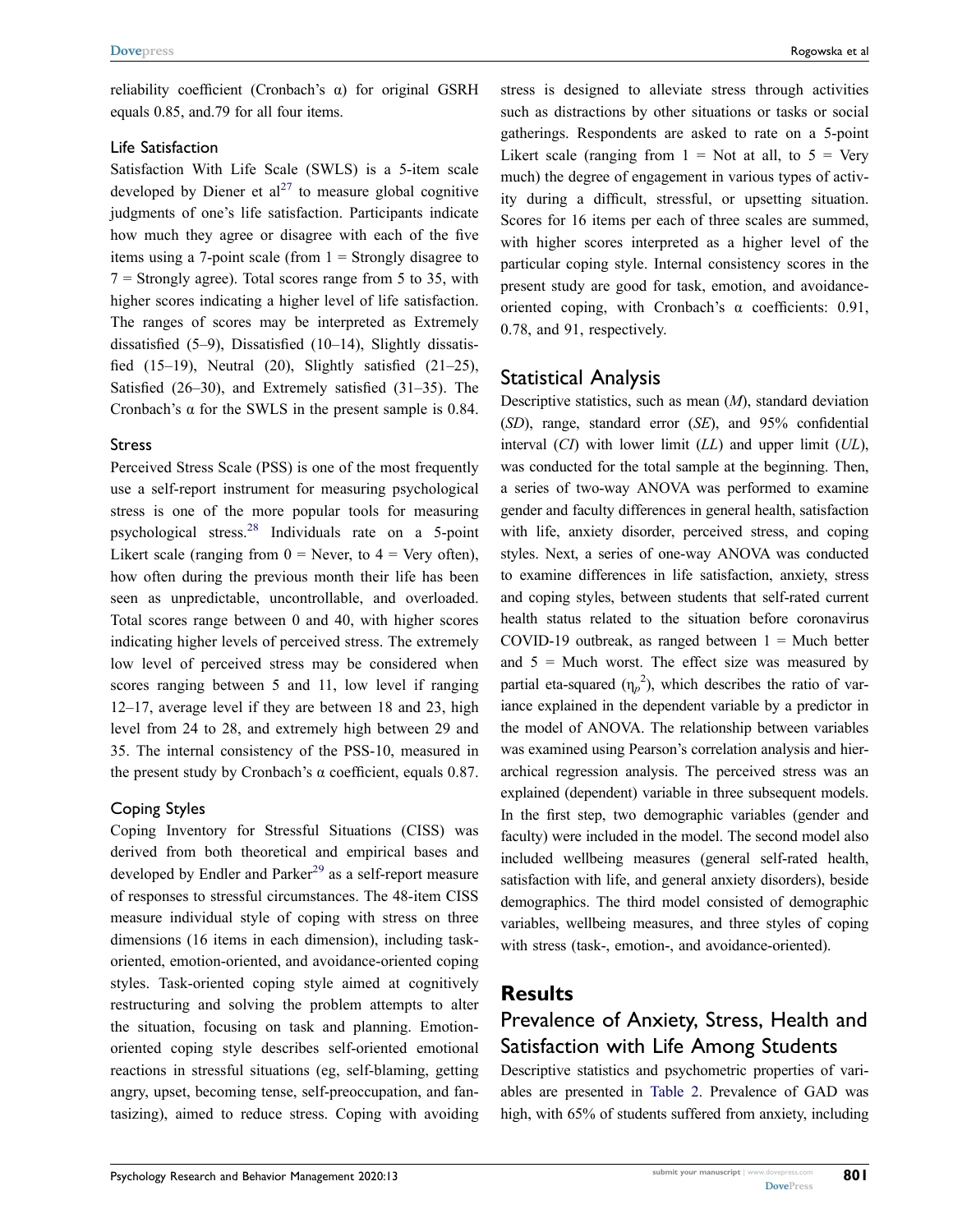reliability coefficient (Cronbach's α) for original GSRH equals 0.85, and.79 for all four items.

### Life Satisfaction

Satisfaction With Life Scale (SWLS) is a 5-item scale developed by Diener et al[27] to measure global cognitive judgments of one's life satisfaction. Participants indicate how much they agree or disagree with each of the five items using a 7-point scale (from 1 = Strongly disagree to 7 = Strongly agree). Total scores range from 5 to 35, with higher scores indicating a higher level of life satisfaction. The ranges of scores may be interpreted as Extremely dissatisfied (5–9), Dissatisfied (10–14), Slightly dissatisfied (15–19), Neutral (20), Slightly satisfied (21–25), Satisfied (26–30), and Extremely satisfied (31–35). The Cronbach's α for the SWLS in the present sample is 0.84.

### Stress

Perceived Stress Scale (PSS) is one of the most frequently use a self-report instrument for measuring psychological stress is one of the more popular tools for measuring psychological stress.[28] Individuals rate on a 5-point Likert scale (ranging from 0 = Never, to 4 = Very often), how often during the previous month their life has been seen as unpredictable, uncontrollable, and overloaded. Total scores range between 0 and 40, with higher scores indicating higher levels of perceived stress. The extremely low level of perceived stress may be considered when scores ranging between 5 and 11, low level if ranging 12–17, average level if they are between 18 and 23, high level from 24 to 28, and extremely high between 29 and 35. The internal consistency of the PSS-10, measured in the present study by Cronbach's α coefficient, equals 0.87.

### Coping Styles

Coping Inventory for Stressful Situations (CISS) was derived from both theoretical and empirical bases and developed by Endler and Parker[29] as a self-report measure of responses to stressful circumstances. The 48-item CISS measure individual style of coping with stress on three dimensions (16 items in each dimension), including task-oriented, emotion-oriented, and avoidance-oriented coping styles. Task-oriented coping style aimed at cognitively restructuring and solving the problem attempts to alter the situation, focusing on task and planning. Emotion-oriented coping style describes self-oriented emotional reactions in stressful situations (eg, self-blaming, getting angry, upset, becoming tense, self-preoccupation, and fantasizing), aimed to reduce stress. Coping with avoiding stress is designed to alleviate stress through activities such as distractions by other situations or tasks or social gatherings. Respondents are asked to rate on a 5-point Likert scale (ranging from 1 = Not at all, to 5 = Very much) the degree of engagement in various types of activity during a difficult, stressful, or upsetting situation. Scores for 16 items per each of three scales are summed, with higher scores interpreted as a higher level of the particular coping style. Internal consistency scores in the present study are good for task, emotion, and avoidance-oriented coping, with Cronbach's α coefficients: 0.91, 0.78, and 91, respectively.

## Statistical Analysis

Descriptive statistics, such as mean (*M*), standard deviation (*SD*), range, standard error (*SE*), and 95% confidential interval (*CI*) with lower limit (*LL*) and upper limit (*UL*), was conducted for the total sample at the beginning. Then, a series of two-way ANOVA was performed to examine gender and faculty differences in general health, satisfaction with life, anxiety disorder, perceived stress, and coping styles. Next, a series of one-way ANOVA was conducted to examine differences in life satisfaction, anxiety, stress and coping styles, between students that self-rated current health status related to the situation before coronavirus COVID-19 outbreak, as ranged between 1 = Much better and 5 = Much worst. The effect size was measured by partial eta-squared ($\eta_p^2$), which describes the ratio of variance explained in the dependent variable by a predictor in the model of ANOVA. The relationship between variables was examined using Pearson's correlation analysis and hierarchical regression analysis. The perceived stress was an explained (dependent) variable in three subsequent models. In the first step, two demographic variables (gender and faculty) were included in the model. The second model also included wellbeing measures (general self-rated health, satisfaction with life, and general anxiety disorders), beside demographics. The third model consisted of demographic variables, wellbeing measures, and three styles of coping with stress (task-, emotion-, and avoidance-oriented).

# Results

## Prevalence of Anxiety, Stress, Health and Satisfaction with Life Among Students

Descriptive statistics and psychometric properties of variables are presented in Table 2. Prevalence of GAD was high, with 65% of students suffered from anxiety, including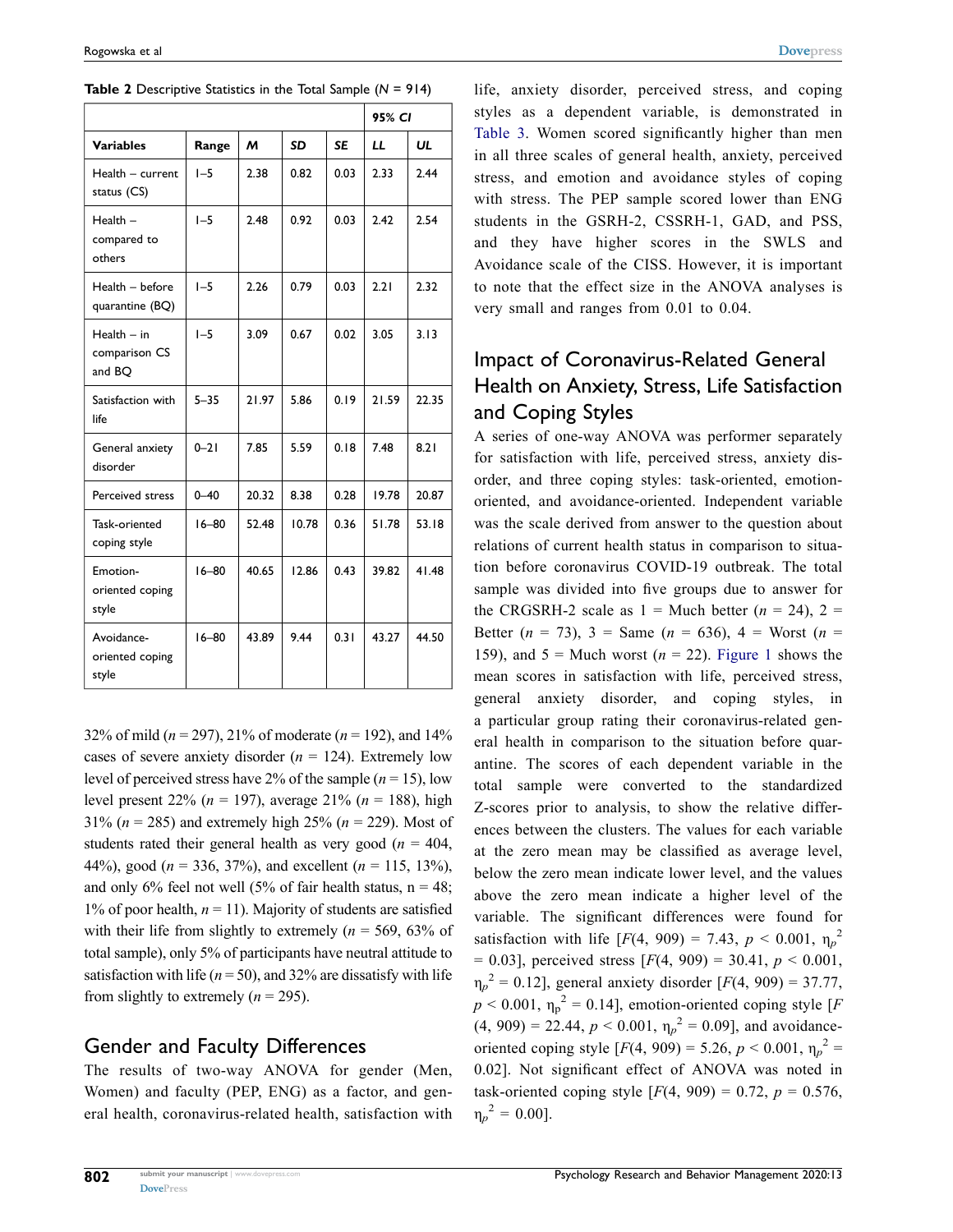**Table 2** Descriptive Statistics in the Total Sample (*N* = 914)

| Variables | Range | *M* | *SD* | *SE* | 95% *CI* | |
|---|---|---|---|---|---|---|
| | | | | | *LL* | *UL* |
| Health – current status (CS) | 1–5 | 2.38 | 0.82 | 0.03 | 2.33 | 2.44 |
| Health – compared to others | 1–5 | 2.48 | 0.92 | 0.03 | 2.42 | 2.54 |
| Health – before quarantine (BQ) | 1–5 | 2.26 | 0.79 | 0.03 | 2.21 | 2.32 |
| Health – in comparison CS and BQ | 1–5 | 3.09 | 0.67 | 0.02 | 3.05 | 3.13 |
| Satisfaction with life | 5–35 | 21.97 | 5.86 | 0.19 | 21.59 | 22.35 |
| General anxiety disorder | 0–21 | 7.85 | 5.59 | 0.18 | 7.48 | 8.21 |
| Perceived stress | 0–40 | 20.32 | 8.38 | 0.28 | 19.78 | 20.87 |
| Task-oriented coping style | 16–80 | 52.48 | 10.78 | 0.36 | 51.78 | 53.18 |
| Emotion-oriented coping style | 16–80 | 40.65 | 12.86 | 0.43 | 39.82 | 41.48 |
| Avoidance-oriented coping style | 16–80 | 43.89 | 9.44 | 0.31 | 43.27 | 44.50 |

32% of mild (*n* = 297), 21% of moderate (*n* = 192), and 14% cases of severe anxiety disorder (*n* = 124). Extremely low level of perceived stress have 2% of the sample (*n* = 15), low level present 22% (*n* = 197), average 21% (*n* = 188), high 31% (*n* = 285) and extremely high 25% (*n* = 229). Most of students rated their general health as very good (*n* = 404, 44%), good (*n* = 336, 37%), and excellent (*n* = 115, 13%), and only 6% feel not well (5% of fair health status, n = 48; 1% of poor health, *n* = 11). Majority of students are satisfied with their life from slightly to extremely (*n* = 569, 63% of total sample), only 5% of participants have neutral attitude to satisfaction with life (*n* = 50), and 32% are dissatisfy with life from slightly to extremely (*n* = 295).

## Gender and Faculty Differences

The results of two-way ANOVA for gender (Men, Women) and faculty (PEP, ENG) as a factor, and general health, coronavirus-related health, satisfaction with life, anxiety disorder, perceived stress, and coping styles as a dependent variable, is demonstrated in Table 3. Women scored significantly higher than men in all three scales of general health, anxiety, perceived stress, and emotion and avoidance styles of coping with stress. The PEP sample scored lower than ENG students in the GSRH-2, CSSRH-1, GAD, and PSS, and they have higher scores in the SWLS and Avoidance scale of the CISS. However, it is important to note that the effect size in the ANOVA analyses is very small and ranges from 0.01 to 0.04.

## Impact of Coronavirus-Related General Health on Anxiety, Stress, Life Satisfaction and Coping Styles

A series of one-way ANOVA was performer separately for satisfaction with life, perceived stress, anxiety disorder, and three coping styles: task-oriented, emotion-oriented, and avoidance-oriented. Independent variable was the scale derived from answer to the question about relations of current health status in comparison to situation before coronavirus COVID-19 outbreak. The total sample was divided into five groups due to answer for the CRGSRH-2 scale as 1 = Much better (*n* = 24), 2 = Better (*n* = 73), 3 = Same (*n* = 636), 4 = Worst (*n* = 159), and 5 = Much worst (*n* = 22). Figure 1 shows the mean scores in satisfaction with life, perceived stress, general anxiety disorder, and coping styles, in a particular group rating their coronavirus-related general health in comparison to the situation before quarantine. The scores of each dependent variable in the total sample were converted to the standardized Z-scores prior to analysis, to show the relative differences between the clusters. The values for each variable at the zero mean may be classified as average level, below the zero mean indicate lower level, and the values above the zero mean indicate a higher level of the variable. The significant differences were found for satisfaction with life [$F(4, 909) = 7.43$, $p < 0.001$, $\eta_p^2 = 0.03$], perceived stress [$F(4, 909) = 30.41$, $p < 0.001$, $\eta_p^2 = 0.12$], general anxiety disorder [$F(4, 909) = 37.77$, $p < 0.001$, $\eta_p^2 = 0.14$], emotion-oriented coping style [$F(4, 909) = 22.44$, $p < 0.001$, $\eta_p^2 = 0.09$], and avoidance-oriented coping style [$F(4, 909) = 5.26$, $p < 0.001$, $\eta_p^2 = 0.02$]. Not significant effect of ANOVA was noted in task-oriented coping style [$F(4, 909) = 0.72$, $p = 0.576$, $\eta_p^2 = 0.00$].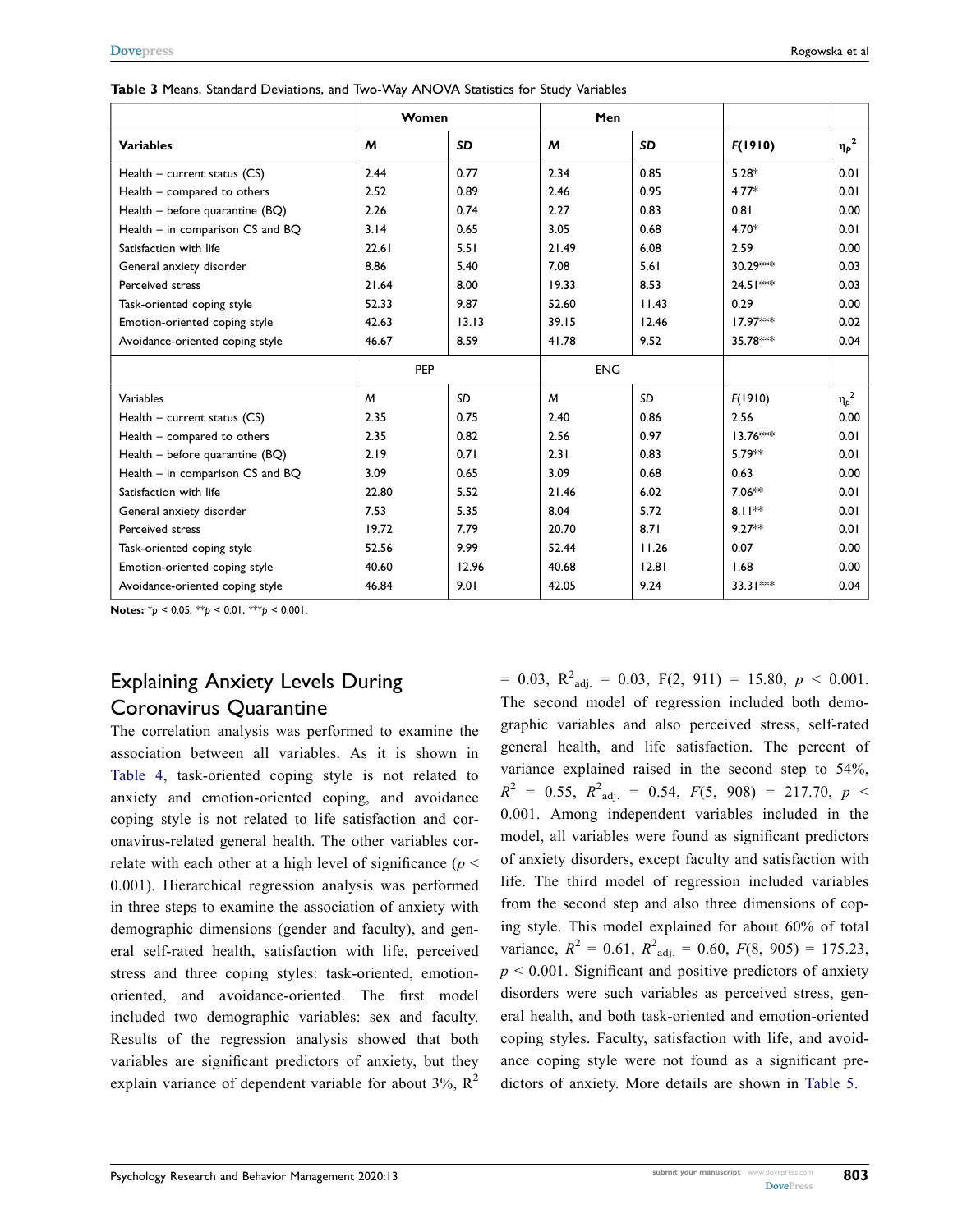**Table 3** Means, Standard Deviations, and Two-Way ANOVA Statistics for Study Variables

| | Women | | Men | | | |
|---|---|---|---|---|---|---|
| **Variables** | ***M*** | ***SD*** | ***M*** | ***SD*** | ***F*(1910)** | $\eta_p^2$ |
| Health – current status (CS) | 2.44 | 0.77 | 2.34 | 0.85 | 5.28* | 0.01 |
| Health – compared to others | 2.52 | 0.89 | 2.46 | 0.95 | 4.77* | 0.01 |
| Health – before quarantine (BQ) | 2.26 | 0.74 | 2.27 | 0.83 | 0.81 | 0.00 |
| Health – in comparison CS and BQ | 3.14 | 0.65 | 3.05 | 0.68 | 4.70* | 0.01 |
| Satisfaction with life | 22.61 | 5.51 | 21.49 | 6.08 | 2.59 | 0.00 |
| General anxiety disorder | 8.86 | 5.40 | 7.08 | 5.61 | 30.29*** | 0.03 |
| Perceived stress | 21.64 | 8.00 | 19.33 | 8.53 | 24.51*** | 0.03 |
| Task-oriented coping style | 52.33 | 9.87 | 52.60 | 11.43 | 0.29 | 0.00 |
| Emotion-oriented coping style | 42.63 | 13.13 | 39.15 | 12.46 | 17.97*** | 0.02 |
| Avoidance-oriented coping style | 46.67 | 8.59 | 41.78 | 9.52 | 35.78*** | 0.04 |
| | PEP | | ENG | | | |
| Variables | *M* | *SD* | *M* | *SD* | *F*(1910) | $\eta_p^2$ |
| Health – current status (CS) | 2.35 | 0.75 | 2.40 | 0.86 | 2.56 | 0.00 |
| Health – compared to others | 2.35 | 0.82 | 2.56 | 0.97 | 13.76*** | 0.01 |
| Health – before quarantine (BQ) | 2.19 | 0.71 | 2.31 | 0.83 | 5.79** | 0.01 |
| Health – in comparison CS and BQ | 3.09 | 0.65 | 3.09 | 0.68 | 0.63 | 0.00 |
| Satisfaction with life | 22.80 | 5.52 | 21.46 | 6.02 | 7.06** | 0.01 |
| General anxiety disorder | 7.53 | 5.35 | 8.04 | 5.72 | 8.11** | 0.01 |
| Perceived stress | 19.72 | 7.79 | 20.70 | 8.71 | 9.27** | 0.01 |
| Task-oriented coping style | 52.56 | 9.99 | 52.44 | 11.26 | 0.07 | 0.00 |
| Emotion-oriented coping style | 40.60 | 12.96 | 40.68 | 12.81 | 1.68 | 0.00 |
| Avoidance-oriented coping style | 46.84 | 9.01 | 42.05 | 9.24 | 33.31*** | 0.04 |

**Notes:** *$p < 0.05$, **$p < 0.01$, ***$p < 0.001$.

## Explaining Anxiety Levels During Coronavirus Quarantine

The correlation analysis was performed to examine the association between all variables. As it is shown in Table 4, task-oriented coping style is not related to anxiety and emotion-oriented coping, and avoidance coping style is not related to life satisfaction and coronavirus-related general health. The other variables correlate with each other at a high level of significance ($p < 0.001$). Hierarchical regression analysis was performed in three steps to examine the association of anxiety with demographic dimensions (gender and faculty), and general self-rated health, satisfaction with life, perceived stress and three coping styles: task-oriented, emotion-oriented, and avoidance-oriented. The first model included two demographic variables: sex and faculty. Results of the regression analysis showed that both variables are significant predictors of anxiety, but they explain variance of dependent variable for about 3%, $R^2 = 0.03$, $R^2_{adj.} = 0.03$, $F(2, 911) = 15.80$, $p < 0.001$. The second model of regression included both demographic variables and also perceived stress, self-rated general health, and life satisfaction. The percent of variance explained raised in the second step to 54%, $R^2 = 0.55$, $R^2_{adj.} = 0.54$, $F(5, 908) = 217.70$, $p < 0.001$. Among independent variables included in the model, all variables were found as significant predictors of anxiety disorders, except faculty and satisfaction with life. The third model of regression included variables from the second step and also three dimensions of coping style. This model explained for about 60% of total variance, $R^2 = 0.61$, $R^2_{adj.} = 0.60$, $F(8, 905) = 175.23$, $p < 0.001$. Significant and positive predictors of anxiety disorders were such variables as perceived stress, general health, and both task-oriented and emotion-oriented coping styles. Faculty, satisfaction with life, and avoidance coping style were not found as a significant predictors of anxiety. More details are shown in Table 5.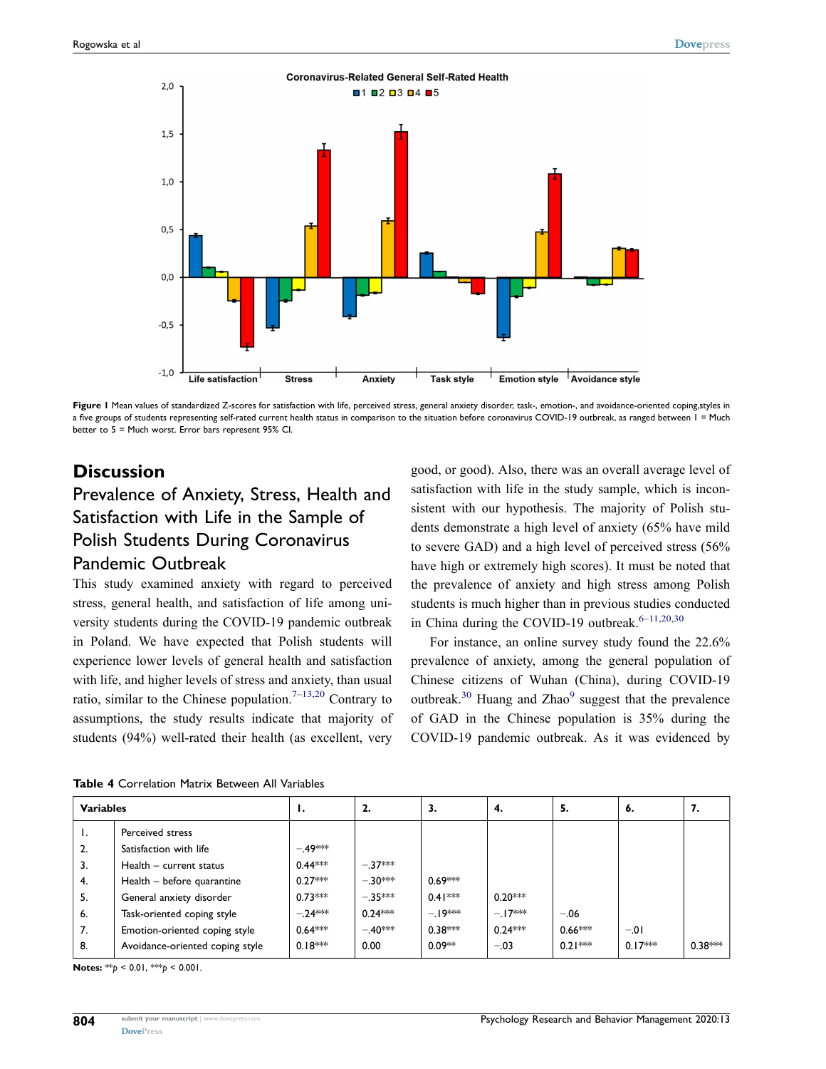Figure 1 Mean values of standardized Z-scores for satisfaction with life, perceived stress, general anxiety disorder, task-, emotion-, and avoidance-oriented coping,styles in a five groups of students representing self-rated current health status in comparison to the situation before coronavirus COVID-19 outbreak, as ranged between 1 = Much better to 5 = Much worst. Error bars represent 95% CI.

## Discussion

### Prevalence of Anxiety, Stress, Health and Satisfaction with Life in the Sample of Polish Students During Coronavirus Pandemic Outbreak

This study examined anxiety with regard to perceived stress, general health, and satisfaction of life among university students during the COVID-19 pandemic outbreak in Poland. We have expected that Polish students will experience lower levels of general health and satisfaction with life, and higher levels of stress and anxiety, than usual ratio, similar to the Chinese population.[7–13,20] Contrary to assumptions, the study results indicate that majority of students (94%) well-rated their health (as excellent, very good, or good). Also, there was an overall average level of satisfaction with life in the study sample, which is inconsistent with our hypothesis. The majority of Polish students demonstrate a high level of anxiety (65% have mild to severe GAD) and a high level of perceived stress (56% have high or extremely high scores). It must be noted that the prevalence of anxiety and high stress among Polish students is much higher than in previous studies conducted in China during the COVID-19 outbreak.[6–11,20,30]

For instance, an online survey study found the 22.6% prevalence of anxiety, among the general population of Chinese citizens of Wuhan (China), during COVID-19 outbreak.[30] Huang and Zhao[9] suggest that the prevalence of GAD in the Chinese population is 35% during the COVID-19 pandemic outbreak. As it was evidenced by

**Table 4** Correlation Matrix Between All Variables

| Variables | | 1. | 2. | 3. | 4. | 5. | 6. | 7. |
|---|---|---|---|---|---|---|---|---|
| 1. | Perceived stress | | | | | | | |
| 2. | Satisfaction with life | −.49*** | | | | | | |
| 3. | Health – current status | 0.44*** | −.37*** | | | | | |
| 4. | Health – before quarantine | 0.27*** | −.30*** | 0.69*** | | | | |
| 5. | General anxiety disorder | 0.73*** | −.35*** | 0.41*** | 0.20*** | | | |
| 6. | Task-oriented coping style | −.24*** | 0.24*** | −.19*** | −.17*** | −.06 | | |
| 7. | Emotion-oriented coping style | 0.64*** | −.40*** | 0.38*** | 0.24*** | 0.66*** | −.01 | |
| 8. | Avoidance-oriented coping style | 0.18*** | 0.00 | 0.09** | −.03 | 0.21*** | 0.17*** | 0.38*** |

**Notes:** $^{**}p < 0.01$, $^{***}p < 0.001$.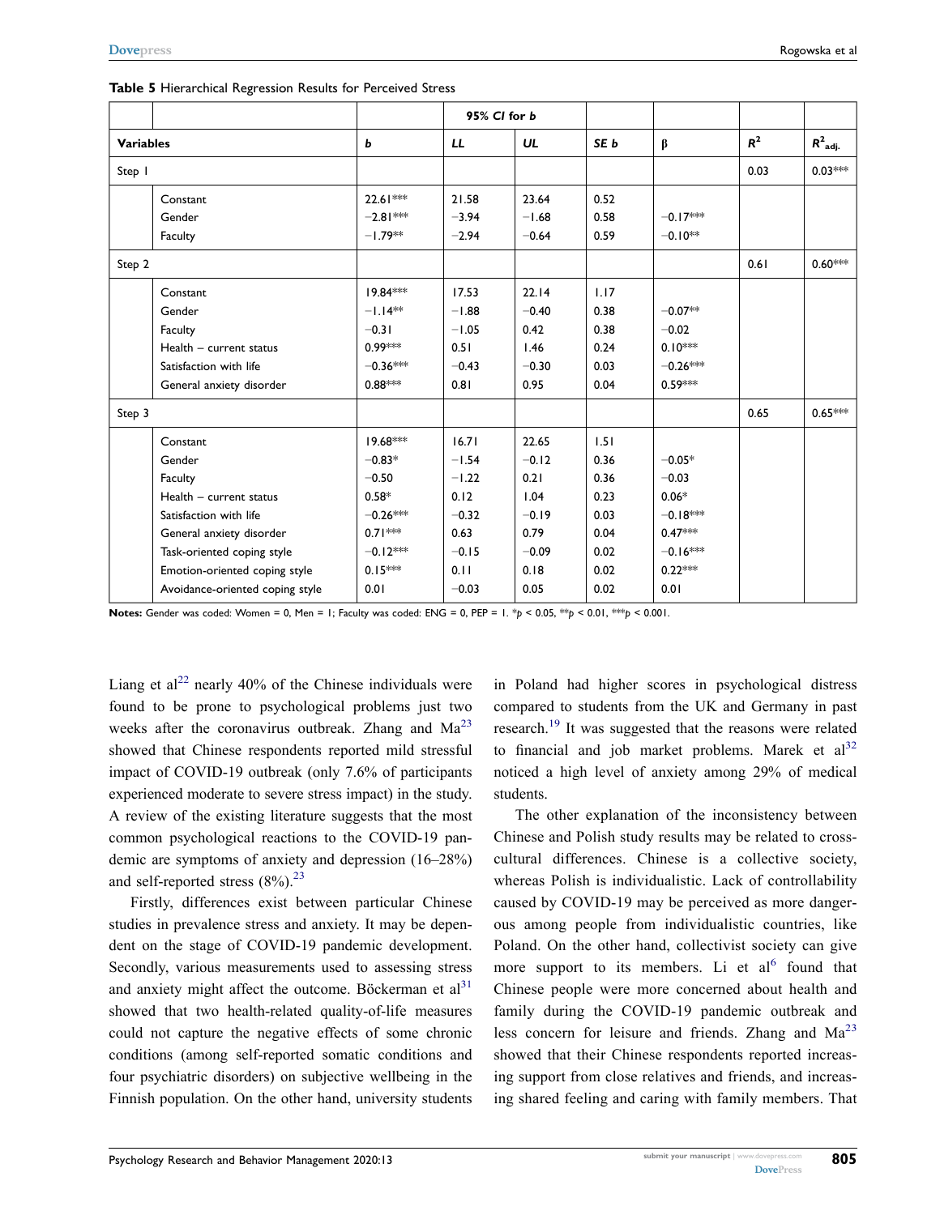**Table 5** Hierarchical Regression Results for Perceived Stress

| Variables | | $b$ | 95% CI for $b$ | | $SE\ b$ | β | $R^2$ | $R^2_{adj.}$ |
|---|---|---|---|---|---|---|---|---|
| | | | *LL* | *UL* | | | | |
| Step 1 | | | | | | | 0.03 | 0.03*** |
| | Constant | 22.61*** | 21.58 | 23.64 | 0.52 | | | |
| | Gender | −2.81*** | −3.94 | −1.68 | 0.58 | −0.17*** | | |
| | Faculty | −1.79** | −2.94 | −0.64 | 0.59 | −0.10** | | |
| Step 2 | | | | | | | 0.61 | 0.60*** |
| | Constant | 19.84*** | 17.53 | 22.14 | 1.17 | | | |
| | Gender | −1.14** | −1.88 | −0.40 | 0.38 | −0.07** | | |
| | Faculty | −0.31 | −1.05 | 0.42 | 0.38 | −0.02 | | |
| | Health – current status | 0.99*** | 0.51 | 1.46 | 0.24 | 0.10*** | | |
| | Satisfaction with life | −0.36*** | −0.43 | −0.30 | 0.03 | −0.26*** | | |
| | General anxiety disorder | 0.88*** | 0.81 | 0.95 | 0.04 | 0.59*** | | |
| Step 3 | | | | | | | 0.65 | 0.65*** |
| | Constant | 19.68*** | 16.71 | 22.65 | 1.51 | | | |
| | Gender | −0.83* | −1.54 | −0.12 | 0.36 | −0.05* | | |
| | Faculty | −0.50 | −1.22 | 0.21 | 0.36 | −0.03 | | |
| | Health – current status | 0.58* | 0.12 | 1.04 | 0.23 | 0.06* | | |
| | Satisfaction with life | −0.26*** | −0.32 | −0.19 | 0.03 | −0.18*** | | |
| | General anxiety disorder | 0.71*** | 0.63 | 0.79 | 0.04 | 0.47*** | | |
| | Task-oriented coping style | −0.12*** | −0.15 | −0.09 | 0.02 | −0.16*** | | |
| | Emotion-oriented coping style | 0.15*** | 0.11 | 0.18 | 0.02 | 0.22*** | | |
| | Avoidance-oriented coping style | 0.01 | −0.03 | 0.05 | 0.02 | 0.01 | | |

**Notes:** Gender was coded: Women = 0, Men = 1; Faculty was coded: ENG = 0, PEP = 1. *$p < 0.05$, **$p < 0.01$, ***$p < 0.001$.

Liang et al[22] nearly 40% of the Chinese individuals were found to be prone to psychological problems just two weeks after the coronavirus outbreak. Zhang and Ma[23] showed that Chinese respondents reported mild stressful impact of COVID-19 outbreak (only 7.6% of participants experienced moderate to severe stress impact) in the study. A review of the existing literature suggests that the most common psychological reactions to the COVID-19 pandemic are symptoms of anxiety and depression (16–28%) and self-reported stress (8%).[23]

Firstly, differences exist between particular Chinese studies in prevalence stress and anxiety. It may be dependent on the stage of COVID-19 pandemic development. Secondly, various measurements used to assessing stress and anxiety might affect the outcome. Böckerman et al[31] showed that two health-related quality-of-life measures could not capture the negative effects of some chronic conditions (among self-reported somatic conditions and four psychiatric disorders) on subjective wellbeing in the Finnish population. On the other hand, university students in Poland had higher scores in psychological distress compared to students from the UK and Germany in past research.[19] It was suggested that the reasons were related to financial and job market problems. Marek et al[32] noticed a high level of anxiety among 29% of medical students.

The other explanation of the inconsistency between Chinese and Polish study results may be related to cross-cultural differences. Chinese is a collective society, whereas Polish is individualistic. Lack of controllability caused by COVID-19 may be perceived as more dangerous among people from individualistic countries, like Poland. On the other hand, collectivist society can give more support to its members. Li et al[6] found that Chinese people were more concerned about health and family during the COVID-19 pandemic outbreak and less concern for leisure and friends. Zhang and Ma[23] showed that their Chinese respondents reported increasing support from close relatives and friends, and increasing shared feeling and caring with family members. That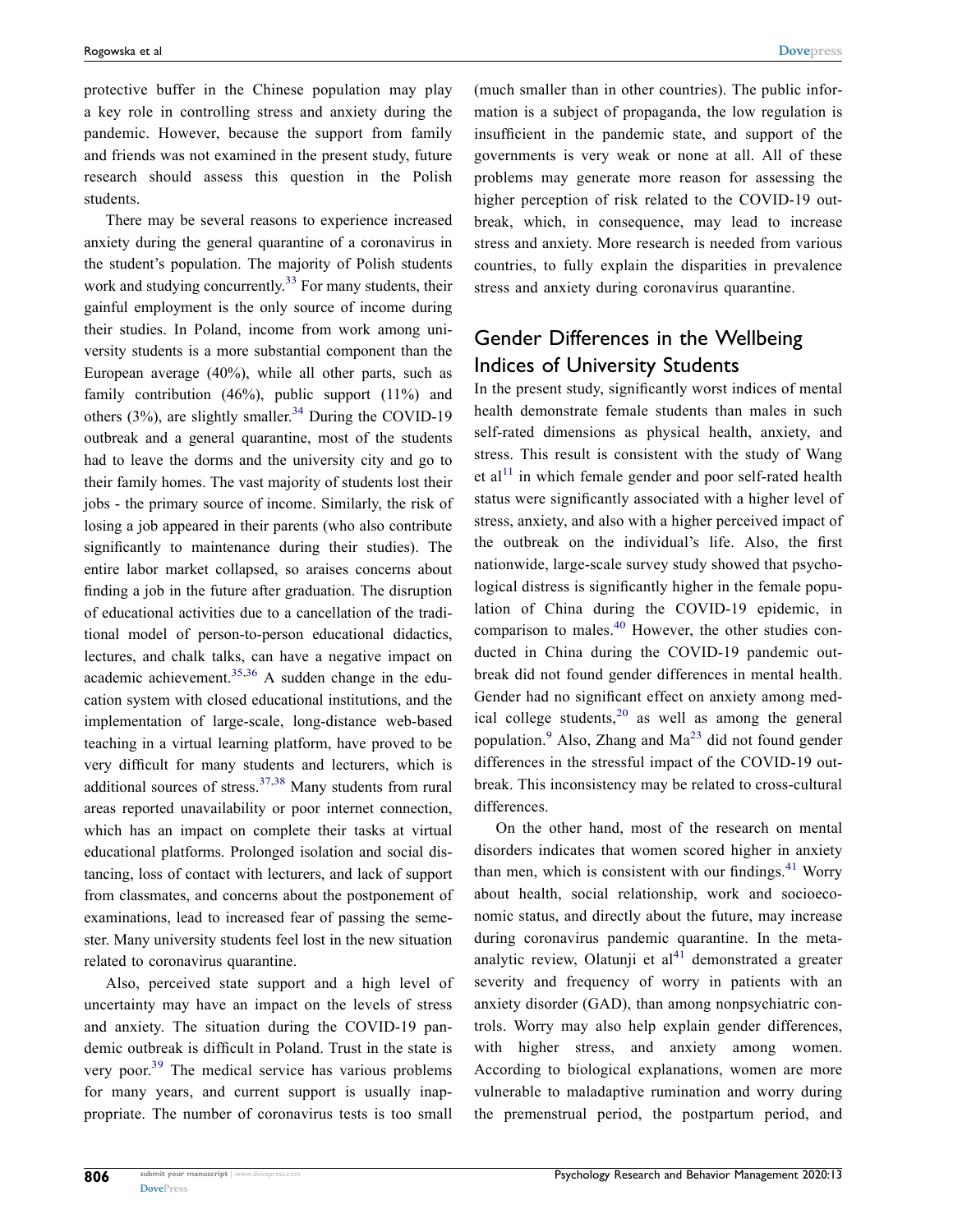protective buffer in the Chinese population may play a key role in controlling stress and anxiety during the pandemic. However, because the support from family and friends was not examined in the present study, future research should assess this question in the Polish students.

There may be several reasons to experience increased anxiety during the general quarantine of a coronavirus in the student's population. The majority of Polish students work and studying concurrently.[33] For many students, their gainful employment is the only source of income during their studies. In Poland, income from work among university students is a more substantial component than the European average (40%), while all other parts, such as family contribution (46%), public support (11%) and others (3%), are slightly smaller.[34] During the COVID-19 outbreak and a general quarantine, most of the students had to leave the dorms and the university city and go to their family homes. The vast majority of students lost their jobs - the primary source of income. Similarly, the risk of losing a job appeared in their parents (who also contribute significantly to maintenance during their studies). The entire labor market collapsed, so araises concerns about finding a job in the future after graduation. The disruption of educational activities due to a cancellation of the traditional model of person-to-person educational didactics, lectures, and chalk talks, can have a negative impact on academic achievement.[35,36] A sudden change in the education system with closed educational institutions, and the implementation of large-scale, long-distance web-based teaching in a virtual learning platform, have proved to be very difficult for many students and lecturers, which is additional sources of stress.[37,38] Many students from rural areas reported unavailability or poor internet connection, which has an impact on complete their tasks at virtual educational platforms. Prolonged isolation and social distancing, loss of contact with lecturers, and lack of support from classmates, and concerns about the postponement of examinations, lead to increased fear of passing the semester. Many university students feel lost in the new situation related to coronavirus quarantine.

Also, perceived state support and a high level of uncertainty may have an impact on the levels of stress and anxiety. The situation during the COVID-19 pandemic outbreak is difficult in Poland. Trust in the state is very poor.[39] The medical service has various problems for many years, and current support is usually inappropriate. The number of coronavirus tests is too small (much smaller than in other countries). The public information is a subject of propaganda, the low regulation is insufficient in the pandemic state, and support of the governments is very weak or none at all. All of these problems may generate more reason for assessing the higher perception of risk related to the COVID-19 outbreak, which, in consequence, may lead to increase stress and anxiety. More research is needed from various countries, to fully explain the disparities in prevalence stress and anxiety during coronavirus quarantine.

## Gender Differences in the Wellbeing Indices of University Students

In the present study, significantly worst indices of mental health demonstrate female students than males in such self-rated dimensions as physical health, anxiety, and stress. This result is consistent with the study of Wang et al[11] in which female gender and poor self-rated health status were significantly associated with a higher level of stress, anxiety, and also with a higher perceived impact of the outbreak on the individual's life. Also, the first nationwide, large-scale survey study showed that psychological distress is significantly higher in the female population of China during the COVID-19 epidemic, in comparison to males.[40] However, the other studies conducted in China during the COVID-19 pandemic outbreak did not found gender differences in mental health. Gender had no significant effect on anxiety among medical college students,[20] as well as among the general population.[9] Also, Zhang and Ma[23] did not found gender differences in the stressful impact of the COVID-19 outbreak. This inconsistency may be related to cross-cultural differences.

On the other hand, most of the research on mental disorders indicates that women scored higher in anxiety than men, which is consistent with our findings.[41] Worry about health, social relationship, work and socioeconomic status, and directly about the future, may increase during coronavirus pandemic quarantine. In the meta-analytic review, Olatunji et al[41] demonstrated a greater severity and frequency of worry in patients with an anxiety disorder (GAD), than among nonpsychiatric controls. Worry may also help explain gender differences, with higher stress, and anxiety among women. According to biological explanations, women are more vulnerable to maladaptive rumination and worry during the premenstrual period, the postpartum period, and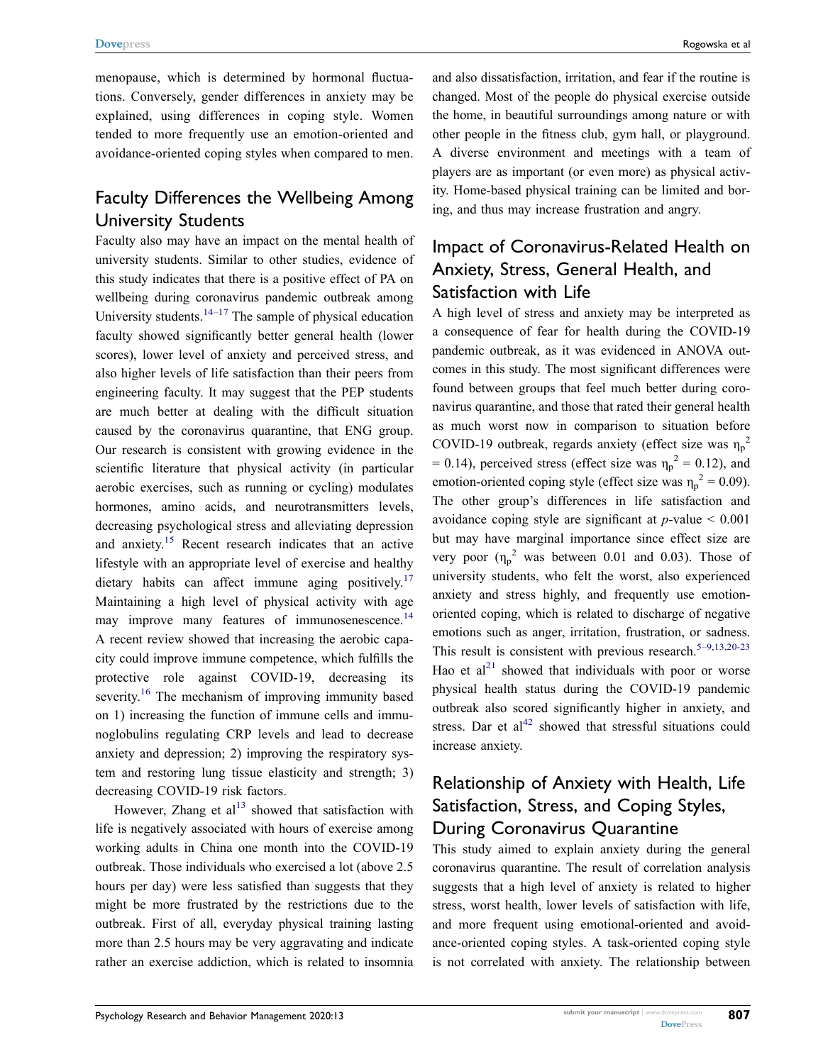menopause, which is determined by hormonal fluctuations. Conversely, gender differences in anxiety may be explained, using differences in coping style. Women tended to more frequently use an emotion-oriented and avoidance-oriented coping styles when compared to men.

## Faculty Differences the Wellbeing Among University Students

Faculty also may have an impact on the mental health of university students. Similar to other studies, evidence of this study indicates that there is a positive effect of PA on wellbeing during coronavirus pandemic outbreak among University students.[14–17] The sample of physical education faculty showed significantly better general health (lower scores), lower level of anxiety and perceived stress, and also higher levels of life satisfaction than their peers from engineering faculty. It may suggest that the PEP students are much better at dealing with the difficult situation caused by the coronavirus quarantine, that ENG group. Our research is consistent with growing evidence in the scientific literature that physical activity (in particular aerobic exercises, such as running or cycling) modulates hormones, amino acids, and neurotransmitters levels, decreasing psychological stress and alleviating depression and anxiety.[15] Recent research indicates that an active lifestyle with an appropriate level of exercise and healthy dietary habits can affect immune aging positively.[17] Maintaining a high level of physical activity with age may improve many features of immunosenescence.[14] A recent review showed that increasing the aerobic capacity could improve immune competence, which fulfills the protective role against COVID-19, decreasing its severity.[16] The mechanism of improving immunity based on 1) increasing the function of immune cells and immunoglobulins regulating CRP levels and lead to decrease anxiety and depression; 2) improving the respiratory system and restoring lung tissue elasticity and strength; 3) decreasing COVID-19 risk factors.

However, Zhang et al[13] showed that satisfaction with life is negatively associated with hours of exercise among working adults in China one month into the COVID-19 outbreak. Those individuals who exercised a lot (above 2.5 hours per day) were less satisfied than suggests that they might be more frustrated by the restrictions due to the outbreak. First of all, everyday physical training lasting more than 2.5 hours may be very aggravating and indicate rather an exercise addiction, which is related to insomnia and also dissatisfaction, irritation, and fear if the routine is changed. Most of the people do physical exercise outside the home, in beautiful surroundings among nature or with other people in the fitness club, gym hall, or playground. A diverse environment and meetings with a team of players are as important (or even more) as physical activity. Home-based physical training can be limited and boring, and thus may increase frustration and angry.

## Impact of Coronavirus-Related Health on Anxiety, Stress, General Health, and Satisfaction with Life

A high level of stress and anxiety may be interpreted as a consequence of fear for health during the COVID-19 pandemic outbreak, as it was evidenced in ANOVA outcomes in this study. The most significant differences were found between groups that feel much better during coronavirus quarantine, and those that rated their general health as much worst now in comparison to situation before COVID-19 outbreak, regards anxiety (effect size was $\eta_p^2 = 0.14$), perceived stress (effect size was $\eta_p^2 = 0.12$), and emotion-oriented coping style (effect size was $\eta_p^2 = 0.09$). The other group's differences in life satisfaction and avoidance coping style are significant at $p$-value $< 0.001$ but may have marginal importance since effect size are very poor ($\eta_p^2$ was between 0.01 and 0.03). Those of university students, who felt the worst, also experienced anxiety and stress highly, and frequently use emotion-oriented coping, which is related to discharge of negative emotions such as anger, irritation, frustration, or sadness. This result is consistent with previous research.[5–9,13,20-23] Hao et al[21] showed that individuals with poor or worse physical health status during the COVID-19 pandemic outbreak also scored significantly higher in anxiety, and stress. Dar et al[42] showed that stressful situations could increase anxiety.

## Relationship of Anxiety with Health, Life Satisfaction, Stress, and Coping Styles, During Coronavirus Quarantine

This study aimed to explain anxiety during the general coronavirus quarantine. The result of correlation analysis suggests that a high level of anxiety is related to higher stress, worst health, lower levels of satisfaction with life, and more frequent using emotional-oriented and avoidance-oriented coping styles. A task-oriented coping style is not correlated with anxiety. The relationship between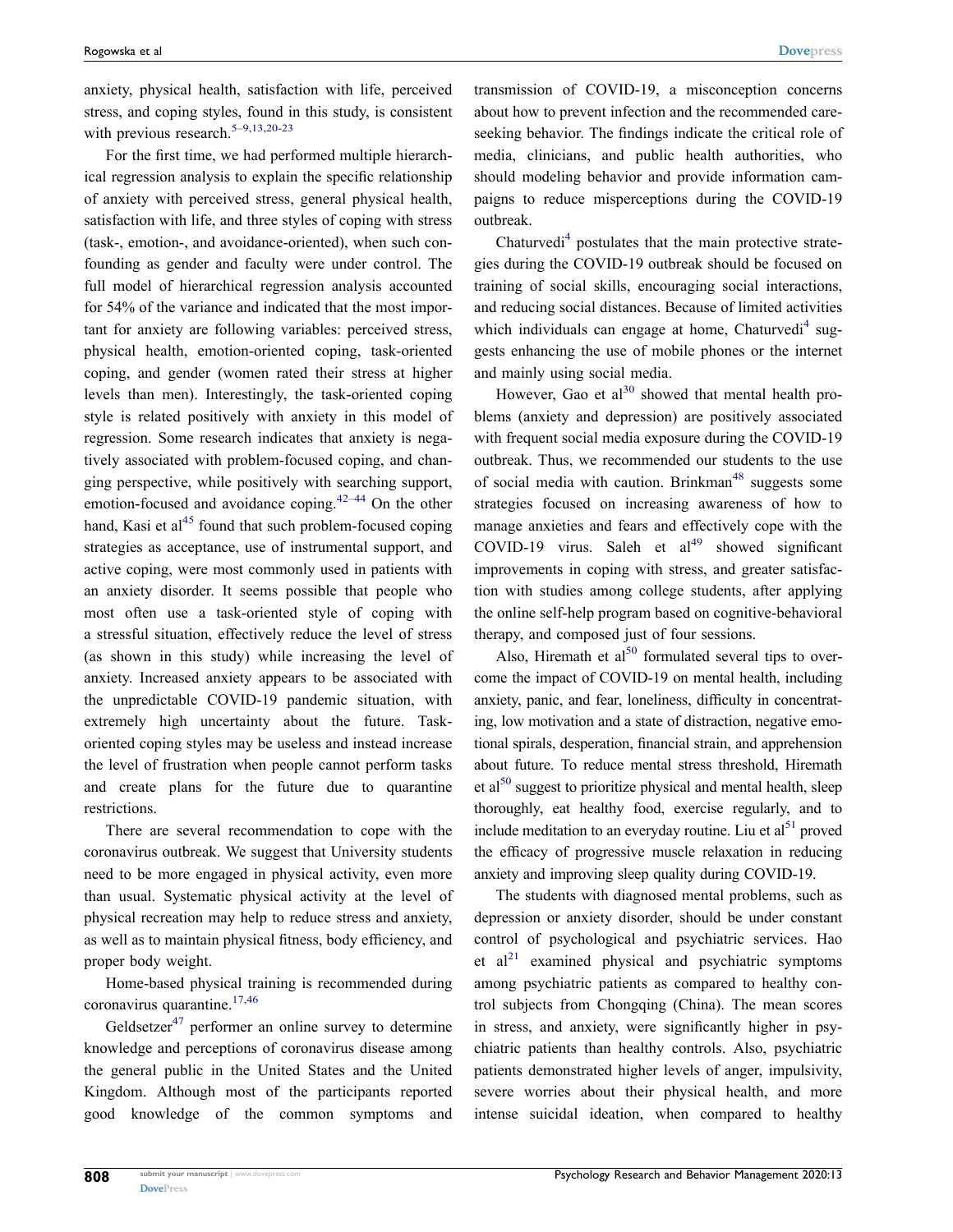anxiety, physical health, satisfaction with life, perceived stress, and coping styles, found in this study, is consistent with previous research.[5–9,13,20-23]

For the first time, we had performed multiple hierarchical regression analysis to explain the specific relationship of anxiety with perceived stress, general physical health, satisfaction with life, and three styles of coping with stress (task-, emotion-, and avoidance-oriented), when such confounding as gender and faculty were under control. The full model of hierarchical regression analysis accounted for 54% of the variance and indicated that the most important for anxiety are following variables: perceived stress, physical health, emotion-oriented coping, task-oriented coping, and gender (women rated their stress at higher levels than men). Interestingly, the task-oriented coping style is related positively with anxiety in this model of regression. Some research indicates that anxiety is negatively associated with problem-focused coping, and changing perspective, while positively with searching support, emotion-focused and avoidance coping.[42–44] On the other hand, Kasi et al[45] found that such problem-focused coping strategies as acceptance, use of instrumental support, and active coping, were most commonly used in patients with an anxiety disorder. It seems possible that people who most often use a task-oriented style of coping with a stressful situation, effectively reduce the level of stress (as shown in this study) while increasing the level of anxiety. Increased anxiety appears to be associated with the unpredictable COVID-19 pandemic situation, with extremely high uncertainty about the future. Task-oriented coping styles may be useless and instead increase the level of frustration when people cannot perform tasks and create plans for the future due to quarantine restrictions.

There are several recommendation to cope with the coronavirus outbreak. We suggest that University students need to be more engaged in physical activity, even more than usual. Systematic physical activity at the level of physical recreation may help to reduce stress and anxiety, as well as to maintain physical fitness, body efficiency, and proper body weight.

Home-based physical training is recommended during coronavirus quarantine.[17,46]

Geldsetzer[47] performer an online survey to determine knowledge and perceptions of coronavirus disease among the general public in the United States and the United Kingdom. Although most of the participants reported good knowledge of the common symptoms and transmission of COVID-19, a misconception concerns about how to prevent infection and the recommended care-seeking behavior. The findings indicate the critical role of media, clinicians, and public health authorities, who should modeling behavior and provide information campaigns to reduce misperceptions during the COVID-19 outbreak.

Chaturvedi[4] postulates that the main protective strategies during the COVID-19 outbreak should be focused on training of social skills, encouraging social interactions, and reducing social distances. Because of limited activities which individuals can engage at home, Chaturvedi[4] suggests enhancing the use of mobile phones or the internet and mainly using social media.

However, Gao et al[30] showed that mental health problems (anxiety and depression) are positively associated with frequent social media exposure during the COVID-19 outbreak. Thus, we recommended our students to the use of social media with caution. Brinkman[48] suggests some strategies focused on increasing awareness of how to manage anxieties and fears and effectively cope with the COVID-19 virus. Saleh et al[49] showed significant improvements in coping with stress, and greater satisfaction with studies among college students, after applying the online self-help program based on cognitive-behavioral therapy, and composed just of four sessions.

Also, Hiremath et al[50] formulated several tips to overcome the impact of COVID-19 on mental health, including anxiety, panic, and fear, loneliness, difficulty in concentrating, low motivation and a state of distraction, negative emotional spirals, desperation, financial strain, and apprehension about future. To reduce mental stress threshold, Hiremath et al[50] suggest to prioritize physical and mental health, sleep thoroughly, eat healthy food, exercise regularly, and to include meditation to an everyday routine. Liu et al[51] proved the efficacy of progressive muscle relaxation in reducing anxiety and improving sleep quality during COVID-19.

The students with diagnosed mental problems, such as depression or anxiety disorder, should be under constant control of psychological and psychiatric services. Hao et al[21] examined physical and psychiatric symptoms among psychiatric patients as compared to healthy control subjects from Chongqing (China). The mean scores in stress, and anxiety, were significantly higher in psychiatric patients than healthy controls. Also, psychiatric patients demonstrated higher levels of anger, impulsivity, severe worries about their physical health, and more intense suicidal ideation, when compared to healthy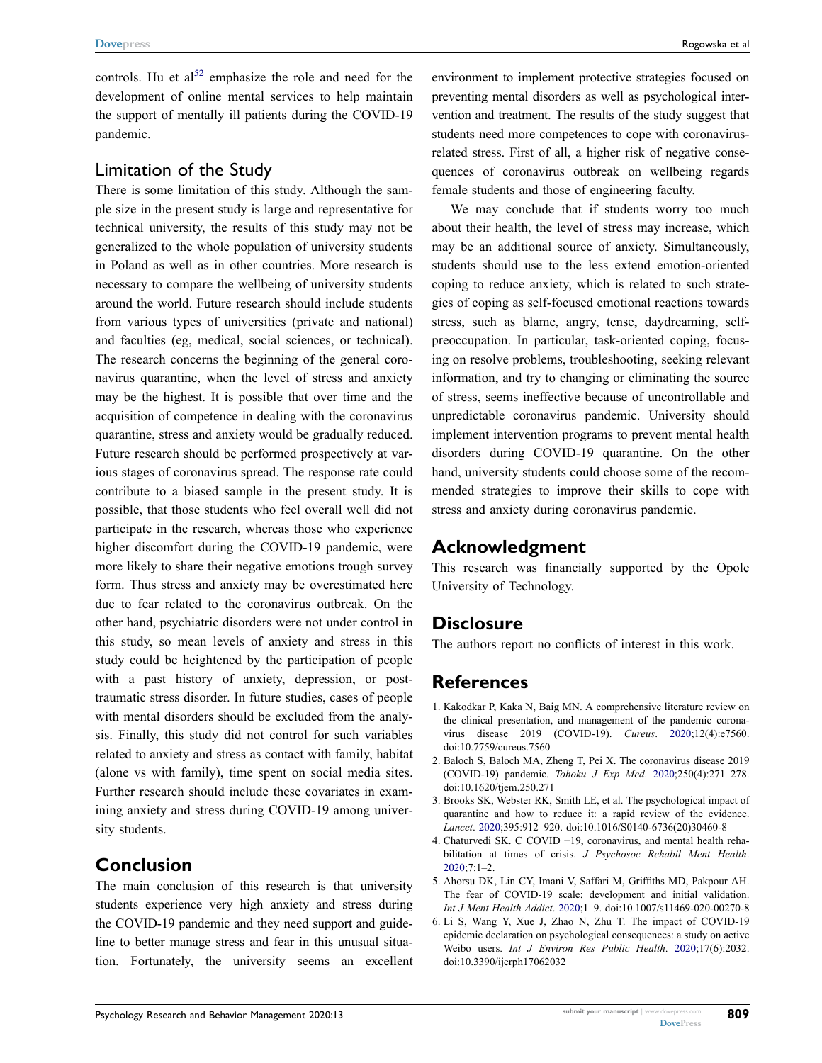controls. Hu et al[52] emphasize the role and need for the development of online mental services to help maintain the support of mentally ill patients during the COVID-19 pandemic.

## Limitation of the Study

There is some limitation of this study. Although the sample size in the present study is large and representative for technical university, the results of this study may not be generalized to the whole population of university students in Poland as well as in other countries. More research is necessary to compare the wellbeing of university students around the world. Future research should include students from various types of universities (private and national) and faculties (eg, medical, social sciences, or technical). The research concerns the beginning of the general coronavirus quarantine, when the level of stress and anxiety may be the highest. It is possible that over time and the acquisition of competence in dealing with the coronavirus quarantine, stress and anxiety would be gradually reduced. Future research should be performed prospectively at various stages of coronavirus spread. The response rate could contribute to a biased sample in the present study. It is possible, that those students who feel overall well did not participate in the research, whereas those who experience higher discomfort during the COVID-19 pandemic, were more likely to share their negative emotions trough survey form. Thus stress and anxiety may be overestimated here due to fear related to the coronavirus outbreak. On the other hand, psychiatric disorders were not under control in this study, so mean levels of anxiety and stress in this study could be heightened by the participation of people with a past history of anxiety, depression, or post-traumatic stress disorder. In future studies, cases of people with mental disorders should be excluded from the analysis. Finally, this study did not control for such variables related to anxiety and stress as contact with family, habitat (alone vs with family), time spent on social media sites. Further research should include these covariates in examining anxiety and stress during COVID-19 among university students.

## Conclusion

The main conclusion of this research is that university students experience very high anxiety and stress during the COVID-19 pandemic and they need support and guideline to better manage stress and fear in this unusual situation. Fortunately, the university seems an excellent environment to implement protective strategies focused on preventing mental disorders as well as psychological intervention and treatment. The results of the study suggest that students need more competences to cope with coronavirus-related stress. First of all, a higher risk of negative consequences of coronavirus outbreak on wellbeing regards female students and those of engineering faculty.

We may conclude that if students worry too much about their health, the level of stress may increase, which may be an additional source of anxiety. Simultaneously, students should use to the less extend emotion-oriented coping to reduce anxiety, which is related to such strategies of coping as self-focused emotional reactions towards stress, such as blame, angry, tense, daydreaming, self-preoccupation. In particular, task-oriented coping, focusing on resolve problems, troubleshooting, seeking relevant information, and try to changing or eliminating the source of stress, seems ineffective because of uncontrollable and unpredictable coronavirus pandemic. University should implement intervention programs to prevent mental health disorders during COVID-19 quarantine. On the other hand, university students could choose some of the recommended strategies to improve their skills to cope with stress and anxiety during coronavirus pandemic.

## Acknowledgment

This research was financially supported by the Opole University of Technology.

## Disclosure

The authors report no conflicts of interest in this work.

## References

1. Kakodkar P, Kaka N, Baig MN. A comprehensive literature review on the clinical presentation, and management of the pandemic coronavirus disease 2019 (COVID-19). *Cureus*. 2020;12(4):e7560. doi:10.7759/cureus.7560
2. Baloch S, Baloch MA, Zheng T, Pei X. The coronavirus disease 2019 (COVID-19) pandemic. *Tohoku J Exp Med*. 2020;250(4):271–278. doi:10.1620/tjem.250.271
3. Brooks SK, Webster RK, Smith LE, et al. The psychological impact of quarantine and how to reduce it: a rapid review of the evidence. *Lancet*. 2020;395:912–920. doi:10.1016/S0140-6736(20)30460-8
4. Chaturvedi SK. C COVID −19, coronavirus, and mental health rehabilitation at times of crisis. *J Psychosoc Rehabil Ment Health*. 2020;7:1–2.
5. Ahorsu DK, Lin CY, Imani V, Saffari M, Griffiths MD, Pakpour AH. The fear of COVID-19 scale: development and initial validation. *Int J Ment Health Addict*. 2020;1–9. doi:10.1007/s11469-020-00270-8
6. Li S, Wang Y, Xue J, Zhao N, Zhu T. The impact of COVID-19 epidemic declaration on psychological consequences: a study on active Weibo users. *Int J Environ Res Public Health*. 2020;17(6):2032. doi:10.3390/ijerph17062032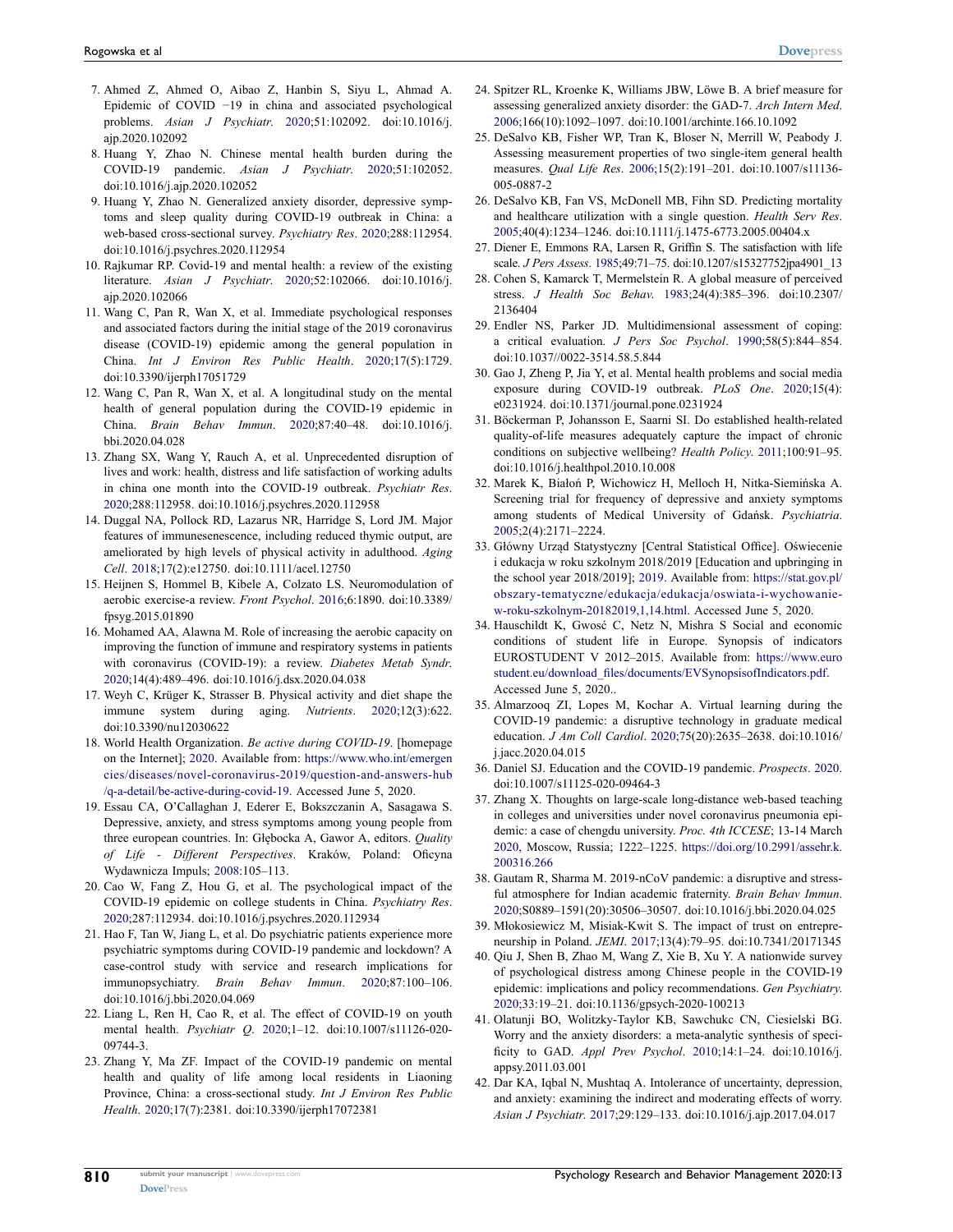7. Ahmed Z, Ahmed O, Aibao Z, Hanbin S, Siyu L, Ahmad A. Epidemic of COVID −19 in china and associated psychological problems. *Asian J Psychiatr*. 2020;51:102092. doi:10.1016/j.ajp.2020.102092
8. Huang Y, Zhao N. Chinese mental health burden during the COVID-19 pandemic. *Asian J Psychiatr*. 2020;51:102052. doi:10.1016/j.ajp.2020.102052
9. Huang Y, Zhao N. Generalized anxiety disorder, depressive symptoms and sleep quality during COVID-19 outbreak in China: a web-based cross-sectional survey. *Psychiatry Res*. 2020;288:112954. doi:10.1016/j.psychres.2020.112954
10. Rajkumar RP. Covid-19 and mental health: a review of the existing literature. *Asian J Psychiatr*. 2020;52:102066. doi:10.1016/j.ajp.2020.102066
11. Wang C, Pan R, Wan X, et al. Immediate psychological responses and associated factors during the initial stage of the 2019 coronavirus disease (COVID-19) epidemic among the general population in China. *Int J Environ Res Public Health*. 2020;17(5):1729. doi:10.3390/ijerph17051729
12. Wang C, Pan R, Wan X, et al. A longitudinal study on the mental health of general population during the COVID-19 epidemic in China. *Brain Behav Immun*. 2020;87:40–48. doi:10.1016/j.bbi.2020.04.028
13. Zhang SX, Wang Y, Rauch A, et al. Unprecedented disruption of lives and work: health, distress and life satisfaction of working adults in china one month into the COVID-19 outbreak. *Psychiatr Res*. 2020;288:112958. doi:10.1016/j.psychres.2020.112958
14. Duggal NA, Pollock RD, Lazarus NR, Harridge S, Lord JM. Major features of immunesenescence, including reduced thymic output, are ameliorated by high levels of physical activity in adulthood. *Aging Cell*. 2018;17(2):e12750. doi:10.1111/acel.12750
15. Heijnen S, Hommel B, Kibele A, Colzato LS. Neuromodulation of aerobic exercise-a review. *Front Psychol*. 2016;6:1890. doi:10.3389/fpsyg.2015.01890
16. Mohamed AA, Alawna M. Role of increasing the aerobic capacity on improving the function of immune and respiratory systems in patients with coronavirus (COVID-19): a review. *Diabetes Metab Syndr*. 2020;14(4):489–496. doi:10.1016/j.dsx.2020.04.038
17. Weyh C, Krüger K, Strasser B. Physical activity and diet shape the immune system during aging. *Nutrients*. 2020;12(3):622. doi:10.3390/nu12030622
18. World Health Organization. *Be active during COVID-19*. [homepage on the Internet]; 2020. Available from: https://www.who.int/emergencies/diseases/novel-coronavirus-2019/question-and-answers-hub/q-a-detail/be-active-during-covid-19. Accessed June 5, 2020.
19. Essau CA, O'Callaghan J, Ederer E, Bokszczanin A, Sasagawa S. Depressive, anxiety, and stress symptoms among young people from three european countries. In: Głębocka A, Gawor A, editors. *Quality of Life - Different Perspectives*. Kraków, Poland: Oficyna Wydawnicza Impuls; 2008:105–113.
20. Cao W, Fang Z, Hou G, et al. The psychological impact of the COVID-19 epidemic on college students in China. *Psychiatry Res*. 2020;287:112934. doi:10.1016/j.psychres.2020.112934
21. Hao F, Tan W, Jiang L, et al. Do psychiatric patients experience more psychiatric symptoms during COVID-19 pandemic and lockdown? A case-control study with service and research implications for immunopsychiatry. *Brain Behav Immun*. 2020;87:100–106. doi:10.1016/j.bbi.2020.04.069
22. Liang L, Ren H, Cao R, et al. The effect of COVID-19 on youth mental health. *Psychiatr Q*. 2020;1–12. doi:10.1007/s11126-020-09744-3.
23. Zhang Y, Ma ZF. Impact of the COVID-19 pandemic on mental health and quality of life among local residents in Liaoning Province, China: a cross-sectional study. *Int J Environ Res Public Health*. 2020;17(7):2381. doi:10.3390/ijerph17072381
24. Spitzer RL, Kroenke K, Williams JBW, Löwe B. A brief measure for assessing generalized anxiety disorder: the GAD-7. *Arch Intern Med*. 2006;166(10):1092–1097. doi:10.1001/archinte.166.10.1092
25. DeSalvo KB, Fisher WP, Tran K, Bloser N, Merrill W, Peabody J. Assessing measurement properties of two single-item general health measures. *Qual Life Res*. 2006;15(2):191–201. doi:10.1007/s11136-005-0887-2
26. DeSalvo KB, Fan VS, McDonell MB, Fihn SD. Predicting mortality and healthcare utilization with a single question. *Health Serv Res*. 2005;40(4):1234–1246. doi:10.1111/j.1475-6773.2005.00404.x
27. Diener E, Emmons RA, Larsen R, Griffin S. The satisfaction with life scale. *J Pers Assess*. 1985;49:71–75. doi:10.1207/s15327752jpa4901_13
28. Cohen S, Kamarck T, Mermelstein R. A global measure of perceived stress. *J Health Soc Behav*. 1983;24(4):385–396. doi:10.2307/2136404
29. Endler NS, Parker JD. Multidimensional assessment of coping: a critical evaluation. *J Pers Soc Psychol*. 1990;58(5):844–854. doi:10.1037//0022-3514.58.5.844
30. Gao J, Zheng P, Jia Y, et al. Mental health problems and social media exposure during COVID-19 outbreak. *PLoS One*. 2020;15(4):e0231924. doi:10.1371/journal.pone.0231924
31. Böckerman P, Johansson E, Saarni SI. Do established health-related quality-of-life measures adequately capture the impact of chronic conditions on subjective wellbeing? *Health Policy*. 2011;100:91–95. doi:10.1016/j.healthpol.2010.10.008
32. Marek K, Białoń P, Wichowicz H, Melloch H, Nitka-Siemińska A. Screening trial for frequency of depressive and anxiety symptoms among students of Medical University of Gdańsk. *Psychiatria*. 2005;2(4):2171–2224.
33. Główny Urząd Statystyczny [Central Statistical Office]. Oświecenie i edukacja w roku szkolnym 2018/2019 [Education and upbringing in the school year 2018/2019]; 2019. Available from: https://stat.gov.pl/obszary-tematyczne/edukacja/edukacja/oswiata-i-wychowanie-w-roku-szkolnym-20182019,1,14.html. Accessed June 5, 2020.
34. Hauschildt K, Gwosć C, Netz N, Mishra S Social and economic conditions of student life in Europe. Synopsis of indicators EUROSTUDENT V 2012–2015. Available from: https://www.eurostudent.eu/download_files/documents/EVSynopsisofIndicators.pdf. Accessed June 5, 2020..
35. Almarzooq ZI, Lopes M, Kochar A. Virtual learning during the COVID-19 pandemic: a disruptive technology in graduate medical education. *J Am Coll Cardiol*. 2020;75(20):2635–2638. doi:10.1016/j.jacc.2020.04.015
36. Daniel SJ. Education and the COVID-19 pandemic. *Prospects*. 2020. doi:10.1007/s11125-020-09464-3
37. Zhang X. Thoughts on large-scale long-distance web-based teaching in colleges and universities under novel coronavirus pneumonia epidemic: a case of chengdu university. *Proc. 4th ICCESE*; 13-14 March 2020, Moscow, Russia; 1222–1225. https://doi.org/10.2991/assehr.k.200316.266
38. Gautam R, Sharma M. 2019-nCoV pandemic: a disruptive and stressful atmosphere for Indian academic fraternity. *Brain Behav Immun*. 2020;S0889–1591(20):30506–30507. doi:10.1016/j.bbi.2020.04.025
39. Młokosiewicz M, Misiak-Kwit S. The impact of trust on entrepreneurship in Poland. *JEMI*. 2017;13(4):79–95. doi:10.7341/20171345
40. Qiu J, Shen B, Zhao M, Wang Z, Xie B, Xu Y. A nationwide survey of psychological distress among Chinese people in the COVID-19 epidemic: implications and policy recommendations. *Gen Psychiatry*. 2020;33:19–21. doi:10.1136/gpsych-2020-100213
41. Olatunji BO, Wolitzky-Taylor KB, Sawchukc CN, Ciesielski BG. Worry and the anxiety disorders: a meta-analytic synthesis of specificity to GAD. *Appl Prev Psychol*. 2010;14:1–24. doi:10.1016/j.appsy.2011.03.001
42. Dar KA, Iqbal N, Mushtaq A. Intolerance of uncertainty, depression, and anxiety: examining the indirect and moderating effects of worry. *Asian J Psychiatr*. 2017;29:129–133. doi:10.1016/j.ajp.2017.04.017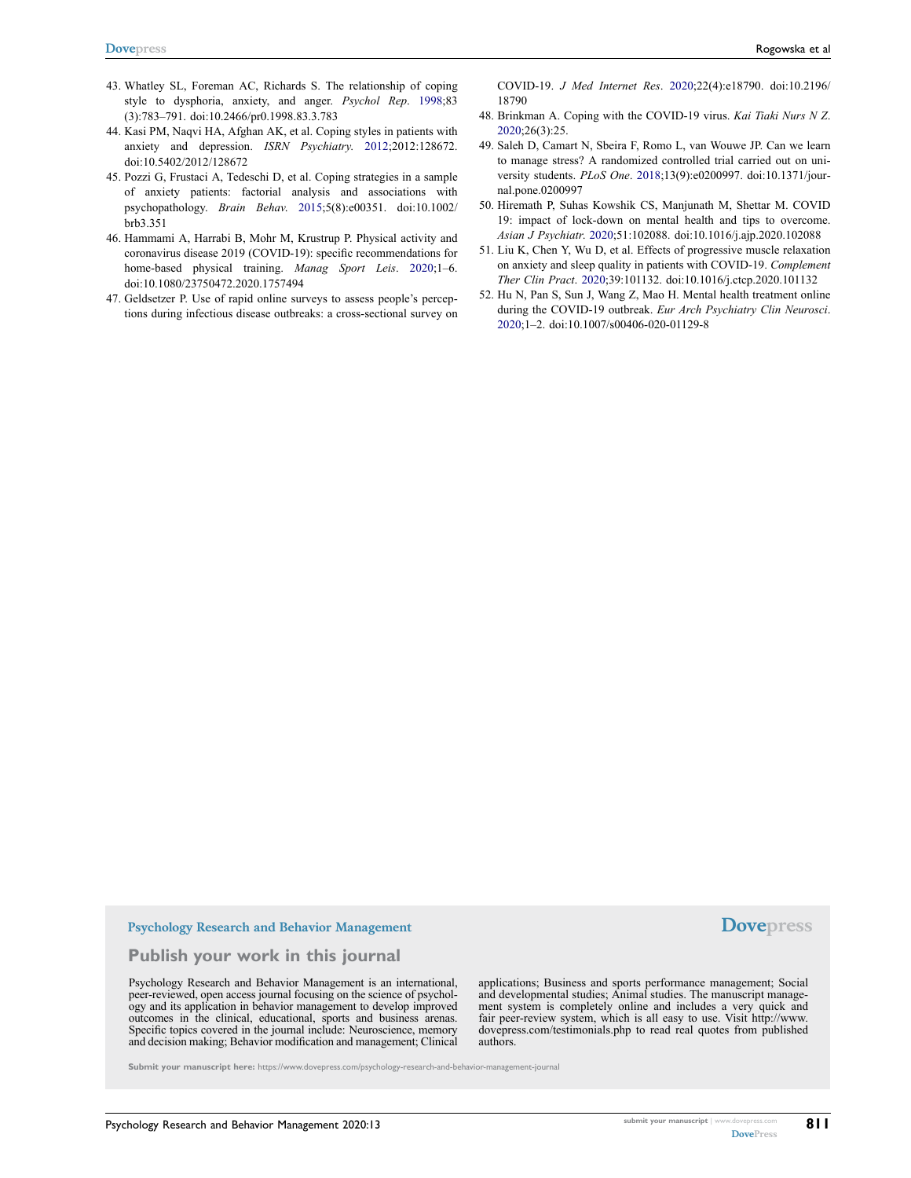43. Whatley SL, Foreman AC, Richards S. The relationship of coping style to dysphoria, anxiety, and anger. *Psychol Rep*. 1998;83 (3):783–791. doi:10.2466/pr0.1998.83.3.783
44. Kasi PM, Naqvi HA, Afghan AK, et al. Coping styles in patients with anxiety and depression. *ISRN Psychiatry*. 2012;2012:128672. doi:10.5402/2012/128672
45. Pozzi G, Frustaci A, Tedeschi D, et al. Coping strategies in a sample of anxiety patients: factorial analysis and associations with psychopathology. *Brain Behav*. 2015;5(8):e00351. doi:10.1002/brb3.351
46. Hammami A, Harrabi B, Mohr M, Krustrup P. Physical activity and coronavirus disease 2019 (COVID-19): specific recommendations for home-based physical training. *Manag Sport Leis*. 2020;1–6. doi:10.1080/23750472.2020.1757494
47. Geldsetzer P. Use of rapid online surveys to assess people's perceptions during infectious disease outbreaks: a cross-sectional survey on COVID-19. *J Med Internet Res*. 2020;22(4):e18790. doi:10.2196/18790
48. Brinkman A. Coping with the COVID-19 virus. *Kai Tiaki Nurs N Z*. 2020;26(3):25.
49. Saleh D, Camart N, Sbeira F, Romo L, van Wouwe JP. Can we learn to manage stress? A randomized controlled trial carried out on university students. *PLoS One*. 2018;13(9):e0200997. doi:10.1371/journal.pone.0200997
50. Hiremath P, Suhas Kowshik CS, Manjunath M, Shettar M. COVID 19: impact of lock-down on mental health and tips to overcome. *Asian J Psychiatr*. 2020;51:102088. doi:10.1016/j.ajp.2020.102088
51. Liu K, Chen Y, Wu D, et al. Effects of progressive muscle relaxation on anxiety and sleep quality in patients with COVID-19. *Complement Ther Clin Pract*. 2020;39:101132. doi:10.1016/j.ctcp.2020.101132
52. Hu N, Pan S, Sun J, Wang Z, Mao H. Mental health treatment online during the COVID-19 outbreak. *Eur Arch Psychiatry Clin Neurosci*. 2020;1–2. doi:10.1007/s00406-020-01129-8

**Psychology Research and Behavior Management**

## Publish your work in this journal

Psychology Research and Behavior Management is an international, peer-reviewed, open access journal focusing on the science of psychology and its application in behavior management to develop improved outcomes in the clinical, educational, sports and business arenas. Specific topics covered in the journal include: Neuroscience, memory and decision making; Behavior modification and management; Clinical applications; Business and sports performance management; Social and developmental studies; Animal studies. The manuscript management system is completely online and includes a very quick and fair peer-review system, which is all easy to use. Visit http://www.dovepress.com/testimonials.php to read real quotes from published authors.

**Submit your manuscript here:** https://www.dovepress.com/psychology-research-and-behavior-management-journal